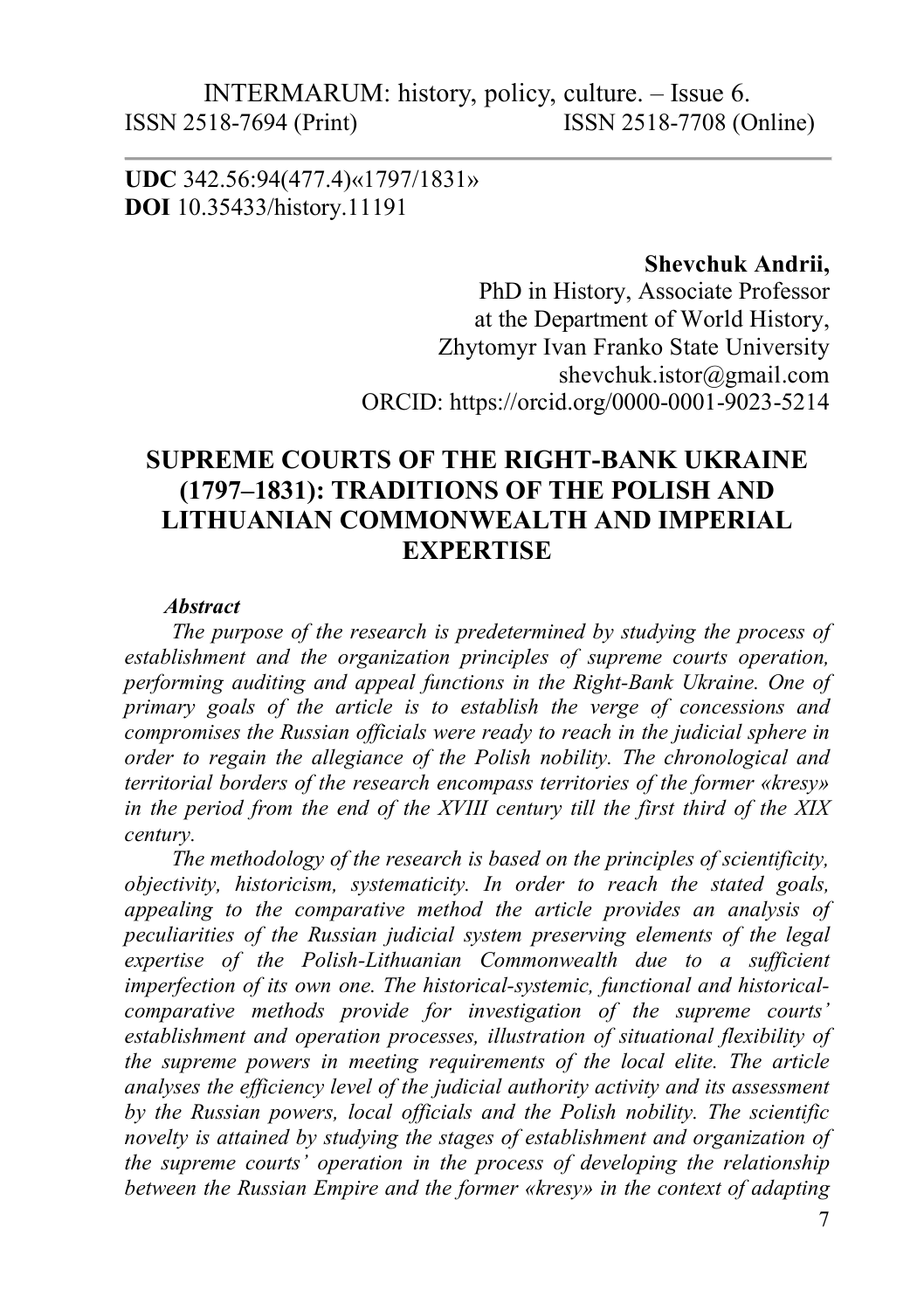**UDC** 342.56:94(477.4)«1797/1831»
**DOI** 10.35433/history.11191

**Shevchuk Andrii,**
PhD in History, Associate Professor
at the Department of World History,
Zhytomyr Ivan Franko State University
shevchuk.istor@gmail.com
ORCID: https://orcid.org/0000-0001-9023-5214

# SUPREME COURTS OF THE RIGHT-BANK UKRAINE (1797–1831): TRADITIONS OF THE POLISH AND LITHUANIAN COMMONWEALTH AND IMPERIAL EXPERTISE

***Abstract***

*The purpose of the research is predetermined by studying the process of establishment and the organization principles of supreme courts operation, performing auditing and appeal functions in the Right-Bank Ukraine. One of primary goals of the article is to establish the verge of concessions and compromises the Russian officials were ready to reach in the judicial sphere in order to regain the allegiance of the Polish nobility. The chronological and territorial borders of the research encompass territories of the former «kresy» in the period from the end of the XVIII century till the first third of the XIX century.*

*The methodology of the research is based on the principles of scientificity, objectivity, historicism, systematicity. In order to reach the stated goals, appealing to the comparative method the article provides an analysis of peculiarities of the Russian judicial system preserving elements of the legal expertise of the Polish-Lithuanian Commonwealth due to a sufficient imperfection of its own one. The historical-systemic, functional and historical-comparative methods provide for investigation of the supreme courts' establishment and operation processes, illustration of situational flexibility of the supreme powers in meeting requirements of the local elite. The article analyses the efficiency level of the judicial authority activity and its assessment by the Russian powers, local officials and the Polish nobility. The scientific novelty is attained by studying the stages of establishment and organization of the supreme courts' operation in the process of developing the relationship between the Russian Empire and the former «kresy» in the context of adapting*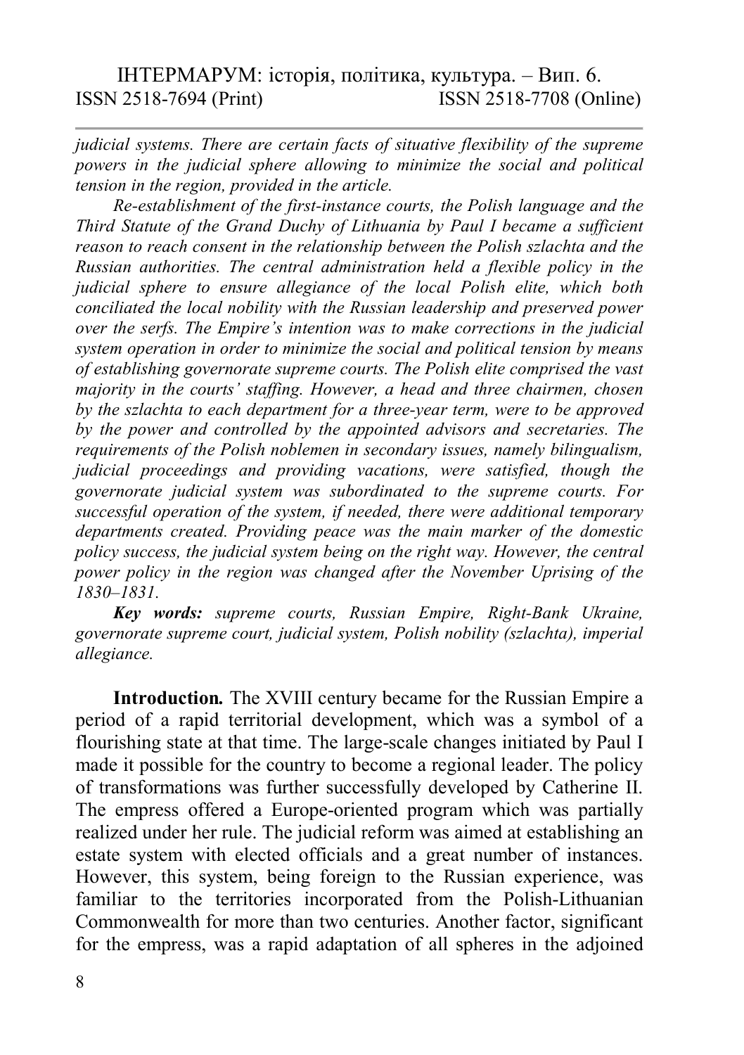*judicial systems. There are certain facts of situative flexibility of the supreme powers in the judicial sphere allowing to minimize the social and political tension in the region, provided in the article.*

*Re-establishment of the first-instance courts, the Polish language and the Third Statute of the Grand Duchy of Lithuania by Paul I became a sufficient reason to reach consent in the relationship between the Polish szlachta and the Russian authorities. The central administration held a flexible policy in the judicial sphere to ensure allegiance of the local Polish elite, which both conciliated the local nobility with the Russian leadership and preserved power over the serfs. The Empire's intention was to make corrections in the judicial system operation in order to minimize the social and political tension by means of establishing governorate supreme courts. The Polish elite comprised the vast majority in the courts' staffing. However, a head and three chairmen, chosen by the szlachta to each department for a three-year term, were to be approved by the power and controlled by the appointed advisors and secretaries. The requirements of the Polish noblemen in secondary issues, namely bilingualism, judicial proceedings and providing vacations, were satisfied, though the governorate judicial system was subordinated to the supreme courts. For successful operation of the system, if needed, there were additional temporary departments created. Providing peace was the main marker of the domestic policy success, the judicial system being on the right way. However, the central power policy in the region was changed after the November Uprising of the 1830–1831.*

***Key words:*** *supreme courts, Russian Empire, Right-Bank Ukraine, governorate supreme court, judicial system, Polish nobility (szlachta), imperial allegiance.*

**Introduction.** The XVIII century became for the Russian Empire a period of a rapid territorial development, which was a symbol of a flourishing state at that time. The large-scale changes initiated by Paul I made it possible for the country to become a regional leader. The policy of transformations was further successfully developed by Catherine II. The empress offered a Europe-oriented program which was partially realized under her rule. The judicial reform was aimed at establishing an estate system with elected officials and a great number of instances. However, this system, being foreign to the Russian experience, was familiar to the territories incorporated from the Polish-Lithuanian Commonwealth for more than two centuries. Another factor, significant for the empress, was a rapid adaptation of all spheres in the adjoined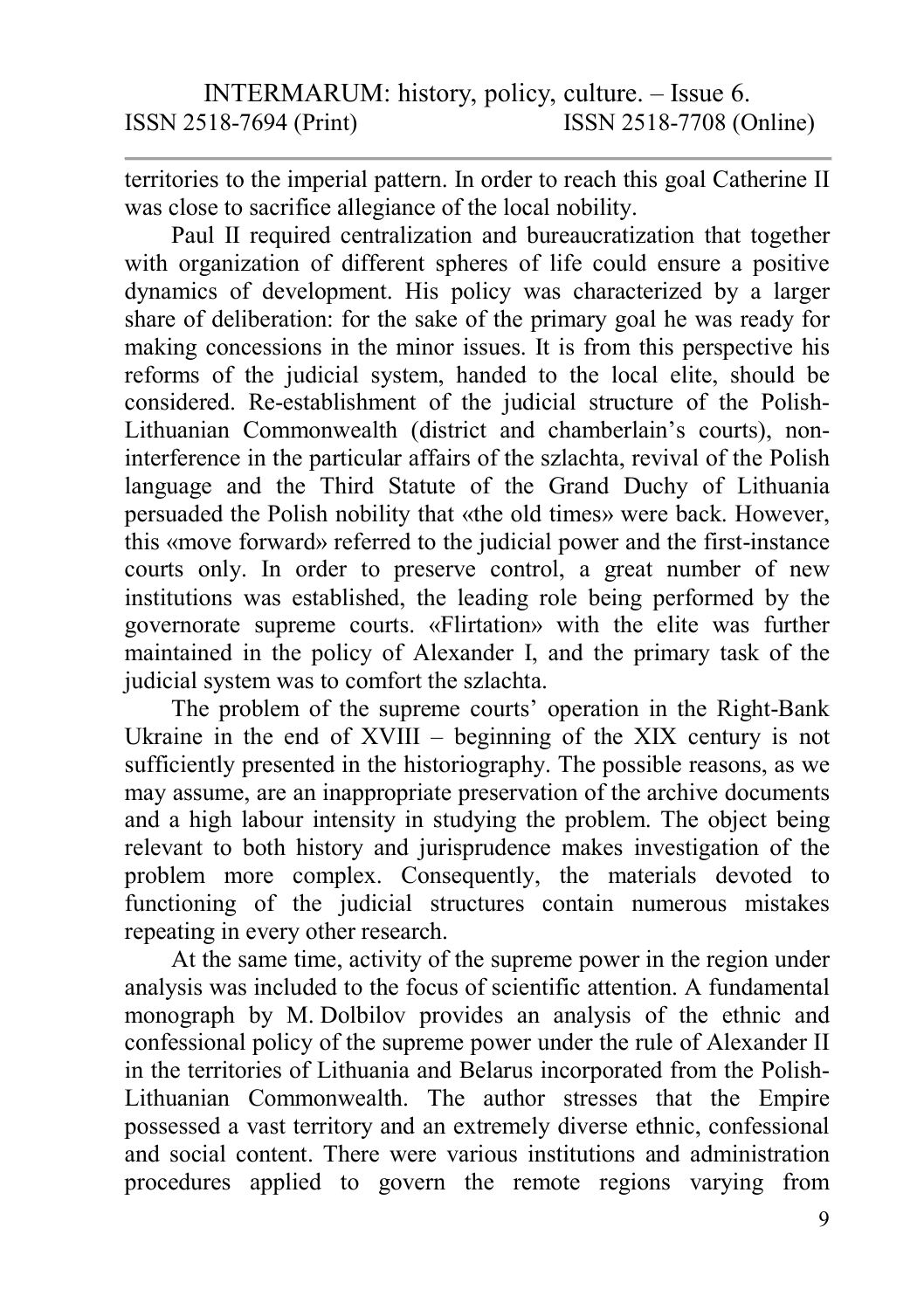territories to the imperial pattern. In order to reach this goal Catherine II was close to sacrifice allegiance of the local nobility.

Paul II required centralization and bureaucratization that together with organization of different spheres of life could ensure a positive dynamics of development. His policy was characterized by a larger share of deliberation: for the sake of the primary goal he was ready for making concessions in the minor issues. It is from this perspective his reforms of the judicial system, handed to the local elite, should be considered. Re-establishment of the judicial structure of the Polish-Lithuanian Commonwealth (district and chamberlain's courts), non-interference in the particular affairs of the szlachta, revival of the Polish language and the Third Statute of the Grand Duchy of Lithuania persuaded the Polish nobility that «the old times» were back. However, this «move forward» referred to the judicial power and the first-instance courts only. In order to preserve control, a great number of new institutions was established, the leading role being performed by the governorate supreme courts. «Flirtation» with the elite was further maintained in the policy of Alexander I, and the primary task of the judicial system was to comfort the szlachta.

The problem of the supreme courts' operation in the Right-Bank Ukraine in the end of XVIII – beginning of the XIX century is not sufficiently presented in the historiography. The possible reasons, as we may assume, are an inappropriate preservation of the archive documents and a high labour intensity in studying the problem. The object being relevant to both history and jurisprudence makes investigation of the problem more complex. Consequently, the materials devoted to functioning of the judicial structures contain numerous mistakes repeating in every other research.

At the same time, activity of the supreme power in the region under analysis was included to the focus of scientific attention. A fundamental monograph by M. Dolbilov provides an analysis of the ethnic and confessional policy of the supreme power under the rule of Alexander II in the territories of Lithuania and Belarus incorporated from the Polish-Lithuanian Commonwealth. The author stresses that the Empire possessed a vast territory and an extremely diverse ethnic, confessional and social content. There were various institutions and administration procedures applied to govern the remote regions varying from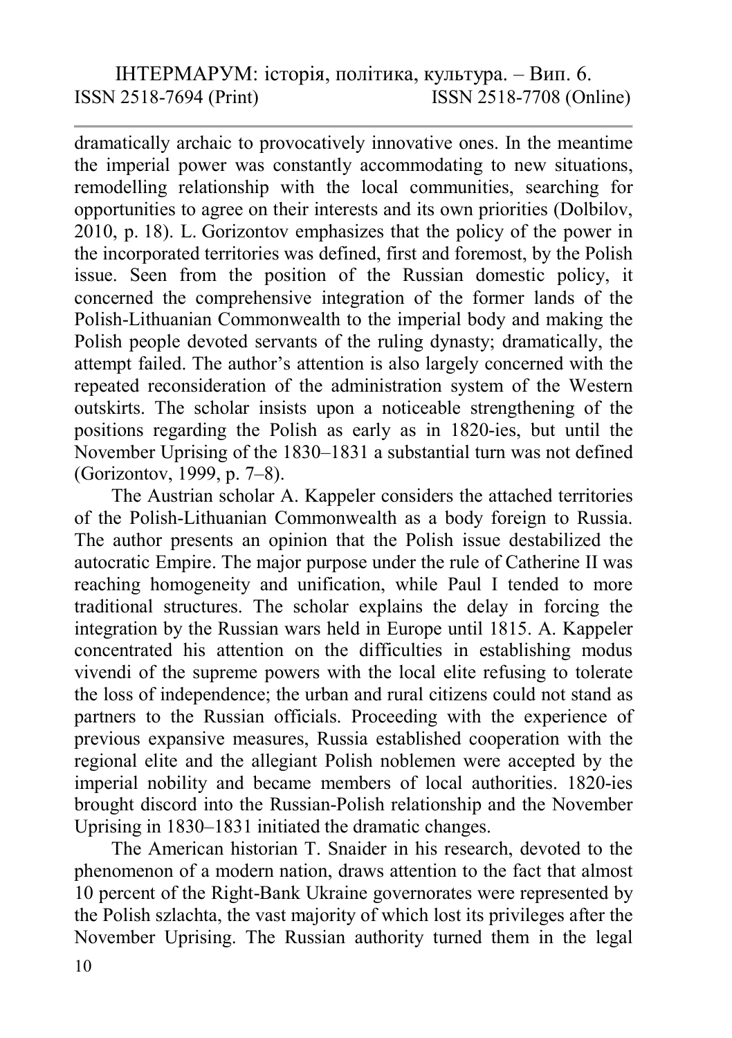dramatically archaic to provocatively innovative ones. In the meantime the imperial power was constantly accommodating to new situations, remodelling relationship with the local communities, searching for opportunities to agree on their interests and its own priorities (Dolbilov, 2010, p. 18). L. Gorizontov emphasizes that the policy of the power in the incorporated territories was defined, first and foremost, by the Polish issue. Seen from the position of the Russian domestic policy, it concerned the comprehensive integration of the former lands of the Polish-Lithuanian Commonwealth to the imperial body and making the Polish people devoted servants of the ruling dynasty; dramatically, the attempt failed. The author's attention is also largely concerned with the repeated reconsideration of the administration system of the Western outskirts. The scholar insists upon a noticeable strengthening of the positions regarding the Polish as early as in 1820-ies, but until the November Uprising of the 1830–1831 a substantial turn was not defined (Gorizontov, 1999, p. 7–8).

The Austrian scholar A. Kappeler considers the attached territories of the Polish-Lithuanian Commonwealth as a body foreign to Russia. The author presents an opinion that the Polish issue destabilized the autocratic Empire. The major purpose under the rule of Catherine II was reaching homogeneity and unification, while Paul I tended to more traditional structures. The scholar explains the delay in forcing the integration by the Russian wars held in Europe until 1815. A. Kappeler concentrated his attention on the difficulties in establishing modus vivendi of the supreme powers with the local elite refusing to tolerate the loss of independence; the urban and rural citizens could not stand as partners to the Russian officials. Proceeding with the experience of previous expansive measures, Russia established cooperation with the regional elite and the allegiant Polish noblemen were accepted by the imperial nobility and became members of local authorities. 1820-ies brought discord into the Russian-Polish relationship and the November Uprising in 1830–1831 initiated the dramatic changes.

The American historian T. Snaider in his research, devoted to the phenomenon of a modern nation, draws attention to the fact that almost 10 percent of the Right-Bank Ukraine governorates were represented by the Polish szlachta, the vast majority of which lost its privileges after the November Uprising. The Russian authority turned them in the legal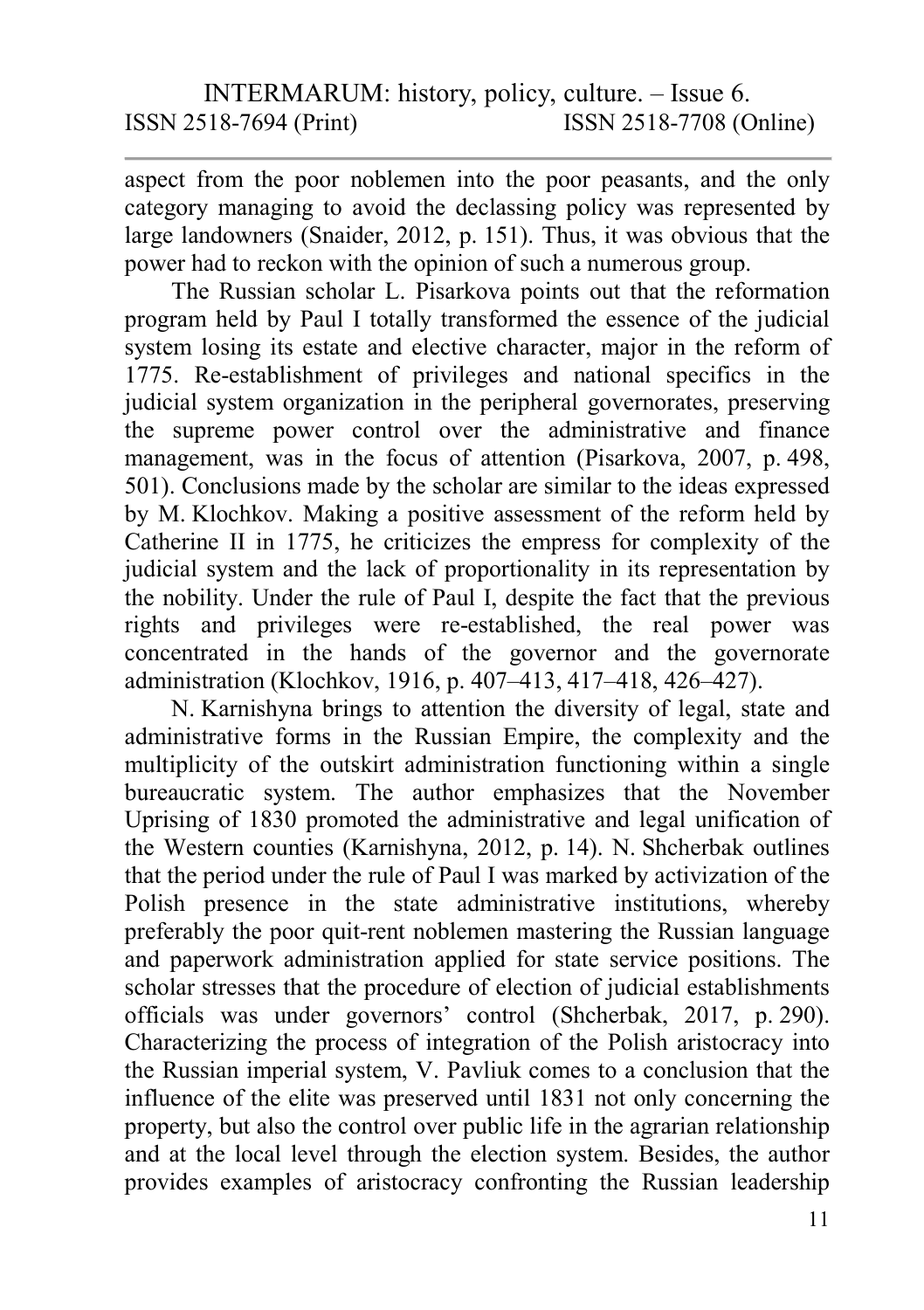aspect from the poor noblemen into the poor peasants, and the only category managing to avoid the declassing policy was represented by large landowners (Snaider, 2012, p. 151). Thus, it was obvious that the power had to reckon with the opinion of such a numerous group.

The Russian scholar L. Pisarkova points out that the reformation program held by Paul I totally transformed the essence of the judicial system losing its estate and elective character, major in the reform of 1775. Re-establishment of privileges and national specifics in the judicial system organization in the peripheral governorates, preserving the supreme power control over the administrative and finance management, was in the focus of attention (Pisarkova, 2007, p. 498, 501). Conclusions made by the scholar are similar to the ideas expressed by M. Klochkov. Making a positive assessment of the reform held by Catherine II in 1775, he criticizes the empress for complexity of the judicial system and the lack of proportionality in its representation by the nobility. Under the rule of Paul I, despite the fact that the previous rights and privileges were re-established, the real power was concentrated in the hands of the governor and the governorate administration (Klochkov, 1916, p. 407–413, 417–418, 426–427).

N. Karnishyna brings to attention the diversity of legal, state and administrative forms in the Russian Empire, the complexity and the multiplicity of the outskirt administration functioning within a single bureaucratic system. The author emphasizes that the November Uprising of 1830 promoted the administrative and legal unification of the Western counties (Karnishyna, 2012, p. 14). N. Shcherbak outlines that the period under the rule of Paul I was marked by activization of the Polish presence in the state administrative institutions, whereby preferably the poor quit-rent noblemen mastering the Russian language and paperwork administration applied for state service positions. The scholar stresses that the procedure of election of judicial establishments officials was under governors' control (Shcherbak, 2017, p. 290). Characterizing the process of integration of the Polish aristocracy into the Russian imperial system, V. Pavliuk comes to a conclusion that the influence of the elite was preserved until 1831 not only concerning the property, but also the control over public life in the agrarian relationship and at the local level through the election system. Besides, the author provides examples of aristocracy confronting the Russian leadership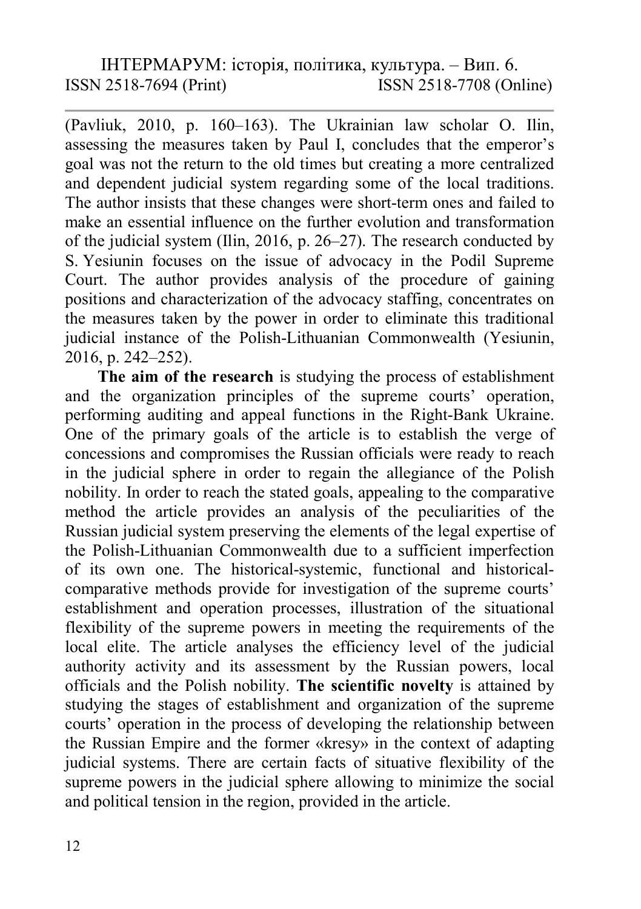(Pavliuk, 2010, p. 160–163). The Ukrainian law scholar O. Ilin, assessing the measures taken by Paul I, concludes that the emperor's goal was not the return to the old times but creating a more centralized and dependent judicial system regarding some of the local traditions. The author insists that these changes were short-term ones and failed to make an essential influence on the further evolution and transformation of the judicial system (Ilin, 2016, p. 26–27). The research conducted by S. Yesiunin focuses on the issue of advocacy in the Podil Supreme Court. The author provides analysis of the procedure of gaining positions and characterization of the advocacy staffing, concentrates on the measures taken by the power in order to eliminate this traditional judicial instance of the Polish-Lithuanian Commonwealth (Yesiunin, 2016, p. 242–252).

**The aim of the research** is studying the process of establishment and the organization principles of the supreme courts' operation, performing auditing and appeal functions in the Right-Bank Ukraine. One of the primary goals of the article is to establish the verge of concessions and compromises the Russian officials were ready to reach in the judicial sphere in order to regain the allegiance of the Polish nobility. In order to reach the stated goals, appealing to the comparative method the article provides an analysis of the peculiarities of the Russian judicial system preserving the elements of the legal expertise of the Polish-Lithuanian Commonwealth due to a sufficient imperfection of its own one. The historical-systemic, functional and historical-comparative methods provide for investigation of the supreme courts' establishment and operation processes, illustration of the situational flexibility of the supreme powers in meeting the requirements of the local elite. The article analyses the efficiency level of the judicial authority activity and its assessment by the Russian powers, local officials and the Polish nobility. **The scientific novelty** is attained by studying the stages of establishment and organization of the supreme courts' operation in the process of developing the relationship between the Russian Empire and the former «kresy» in the context of adapting judicial systems. There are certain facts of situative flexibility of the supreme powers in the judicial sphere allowing to minimize the social and political tension in the region, provided in the article.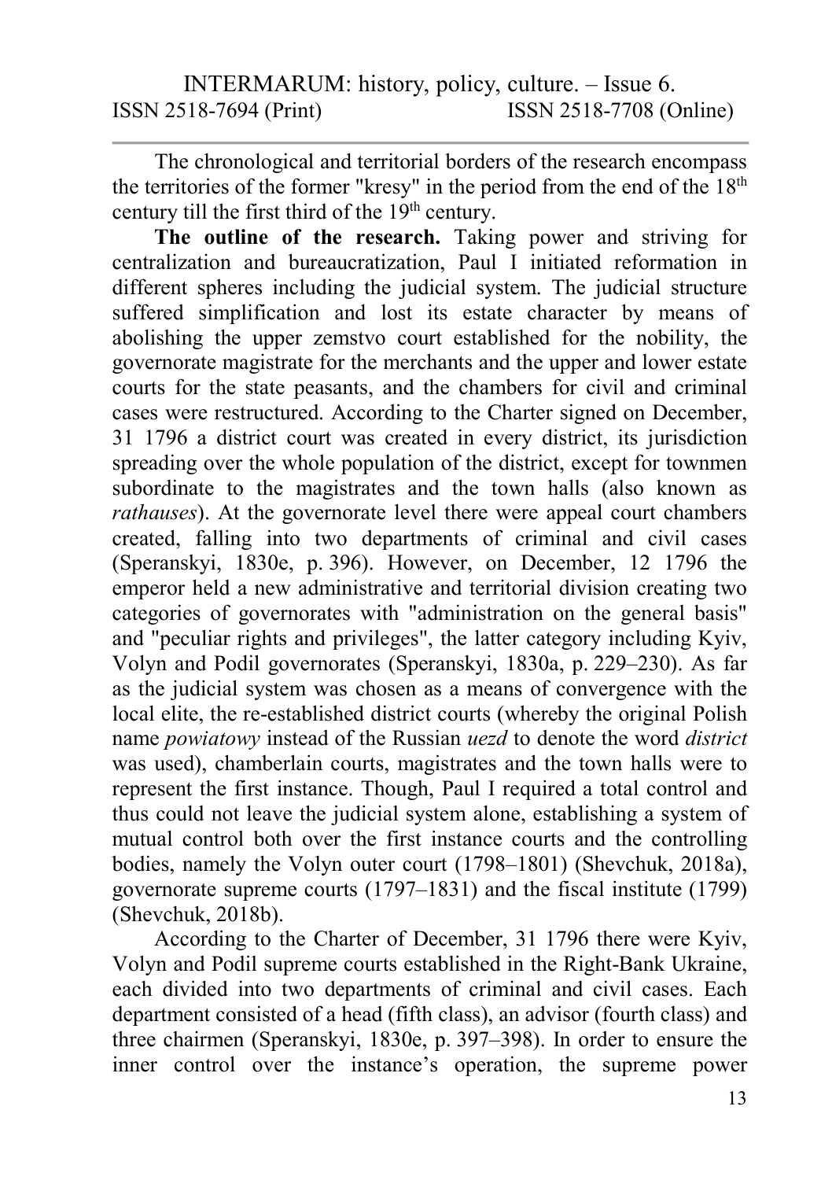The chronological and territorial borders of the research encompass the territories of the former "kresy" in the period from the end of the 18th century till the first third of the 19th century.

**The outline of the research.** Taking power and striving for centralization and bureaucratization, Paul I initiated reformation in different spheres including the judicial system. The judicial structure suffered simplification and lost its estate character by means of abolishing the upper zemstvo court established for the nobility, the governorate magistrate for the merchants and the upper and lower estate courts for the state peasants, and the chambers for civil and criminal cases were restructured. According to the Charter signed on December, 31 1796 a district court was created in every district, its jurisdiction spreading over the whole population of the district, except for townmen subordinate to the magistrates and the town halls (also known as *rathauses*). At the governorate level there were appeal court chambers created, falling into two departments of criminal and civil cases (Speranskyi, 1830e, p. 396). However, on December, 12 1796 the emperor held a new administrative and territorial division creating two categories of governorates with "administration on the general basis" and "peculiar rights and privileges", the latter category including Kyiv, Volyn and Podil governorates (Speranskyi, 1830a, p. 229–230). As far as the judicial system was chosen as a means of convergence with the local elite, the re-established district courts (whereby the original Polish name *powiatowy* instead of the Russian *uezd* to denote the word *district* was used), chamberlain courts, magistrates and the town halls were to represent the first instance. Though, Paul I required a total control and thus could not leave the judicial system alone, establishing a system of mutual control both over the first instance courts and the controlling bodies, namely the Volyn outer court (1798–1801) (Shevchuk, 2018a), governorate supreme courts (1797–1831) and the fiscal institute (1799) (Shevchuk, 2018b).

According to the Charter of December, 31 1796 there were Kyiv, Volyn and Podil supreme courts established in the Right-Bank Ukraine, each divided into two departments of criminal and civil cases. Each department consisted of a head (fifth class), an advisor (fourth class) and three chairmen (Speranskyi, 1830e, p. 397–398). In order to ensure the inner control over the instance's operation, the supreme power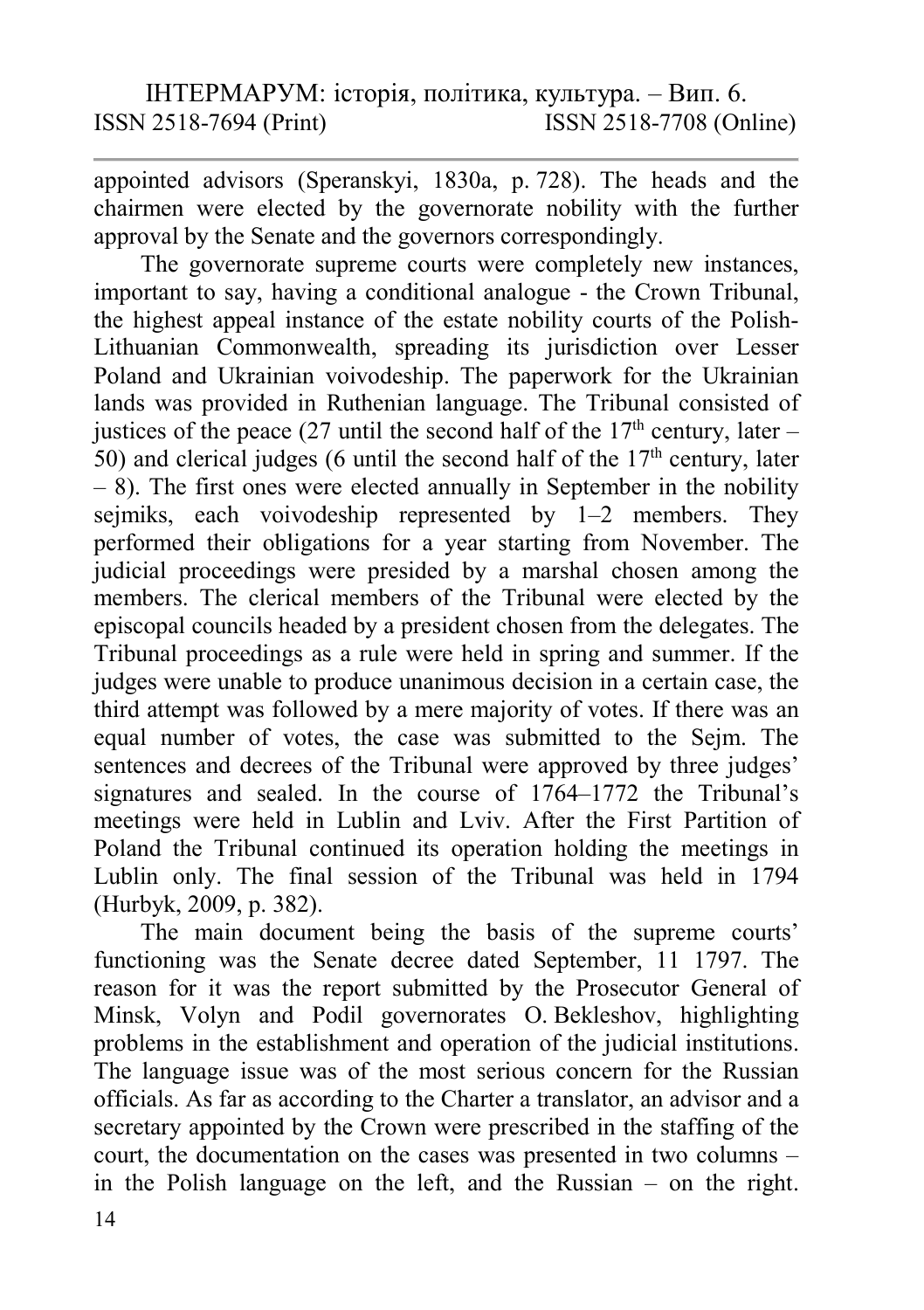appointed advisors (Speranskyi, 1830a, p. 728). The heads and the chairmen were elected by the governorate nobility with the further approval by the Senate and the governors correspondingly.

The governorate supreme courts were completely new instances, important to say, having a conditional analogue - the Crown Tribunal, the highest appeal instance of the estate nobility courts of the Polish-Lithuanian Commonwealth, spreading its jurisdiction over Lesser Poland and Ukrainian voivodeship. The paperwork for the Ukrainian lands was provided in Ruthenian language. The Tribunal consisted of justices of the peace (27 until the second half of the 17th century, later – 50) and clerical judges (6 until the second half of the 17th century, later – 8). The first ones were elected annually in September in the nobility sejmiks, each voivodeship represented by 1–2 members. They performed their obligations for a year starting from November. The judicial proceedings were presided by a marshal chosen among the members. The clerical members of the Tribunal were elected by the episcopal councils headed by a president chosen from the delegates. The Tribunal proceedings as a rule were held in spring and summer. If the judges were unable to produce unanimous decision in a certain case, the third attempt was followed by a mere majority of votes. If there was an equal number of votes, the case was submitted to the Sejm. The sentences and decrees of the Tribunal were approved by three judges' signatures and sealed. In the course of 1764–1772 the Tribunal's meetings were held in Lublin and Lviv. After the First Partition of Poland the Tribunal continued its operation holding the meetings in Lublin only. The final session of the Tribunal was held in 1794 (Hurbyk, 2009, p. 382).

The main document being the basis of the supreme courts' functioning was the Senate decree dated September, 11 1797. The reason for it was the report submitted by the Prosecutor General of Minsk, Volyn and Podil governorates O. Bekleshov, highlighting problems in the establishment and operation of the judicial institutions. The language issue was of the most serious concern for the Russian officials. As far as according to the Charter a translator, an advisor and a secretary appointed by the Crown were prescribed in the staffing of the court, the documentation on the cases was presented in two columns – in the Polish language on the left, and the Russian – on the right.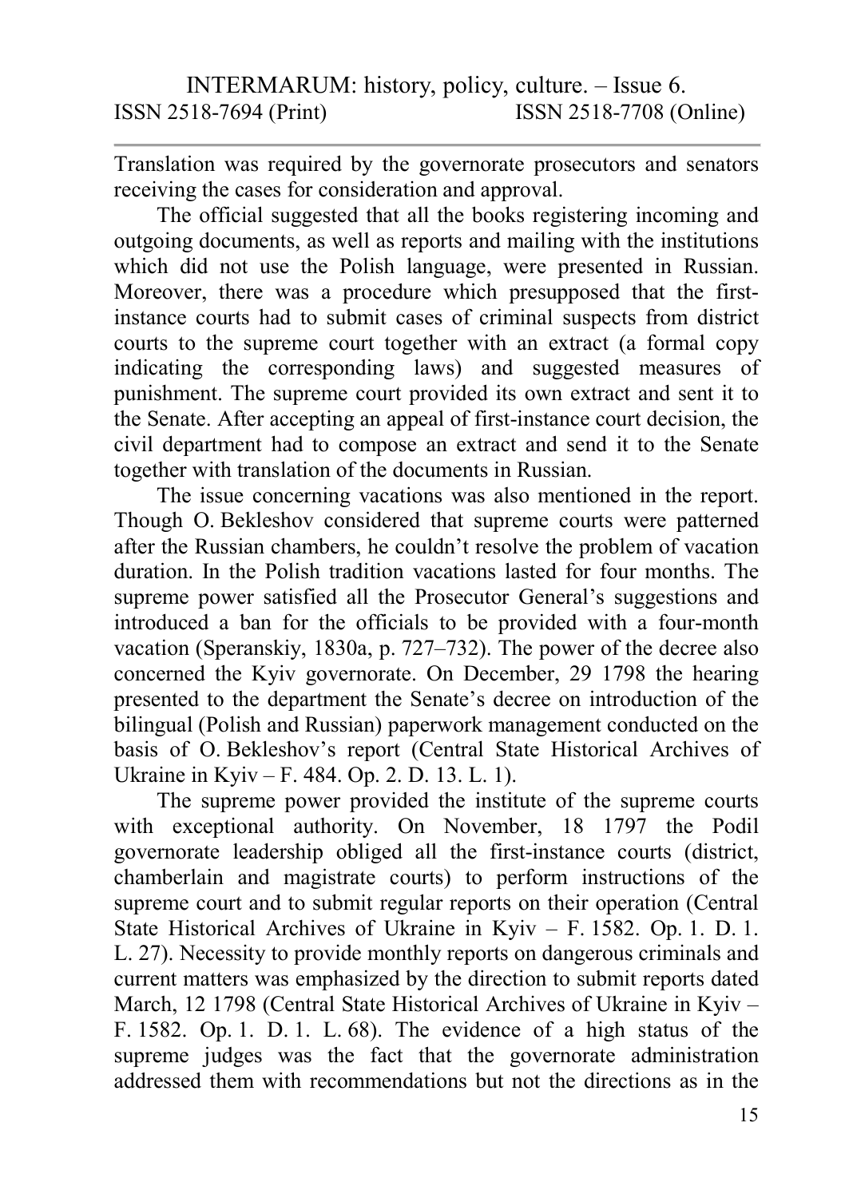Translation was required by the governorate prosecutors and senators receiving the cases for consideration and approval.

The official suggested that all the books registering incoming and outgoing documents, as well as reports and mailing with the institutions which did not use the Polish language, were presented in Russian. Moreover, there was a procedure which presupposed that the first-instance courts had to submit cases of criminal suspects from district courts to the supreme court together with an extract (a formal copy indicating the corresponding laws) and suggested measures of punishment. The supreme court provided its own extract and sent it to the Senate. After accepting an appeal of first-instance court decision, the civil department had to compose an extract and send it to the Senate together with translation of the documents in Russian.

The issue concerning vacations was also mentioned in the report. Though O. Bekleshov considered that supreme courts were patterned after the Russian chambers, he couldn't resolve the problem of vacation duration. In the Polish tradition vacations lasted for four months. The supreme power satisfied all the Prosecutor General's suggestions and introduced a ban for the officials to be provided with a four-month vacation (Speranskiy, 1830a, p. 727–732). The power of the decree also concerned the Kyiv governorate. On December, 29 1798 the hearing presented to the department the Senate's decree on introduction of the bilingual (Polish and Russian) paperwork management conducted on the basis of O. Bekleshov's report (Central State Historical Archives of Ukraine in Kyiv – F. 484. Op. 2. D. 13. L. 1).

The supreme power provided the institute of the supreme courts with exceptional authority. On November, 18 1797 the Podil governorate leadership obliged all the first-instance courts (district, chamberlain and magistrate courts) to perform instructions of the supreme court and to submit regular reports on their operation (Central State Historical Archives of Ukraine in Kyiv – F. 1582. Op. 1. D. 1. L. 27). Necessity to provide monthly reports on dangerous criminals and current matters was emphasized by the direction to submit reports dated March, 12 1798 (Central State Historical Archives of Ukraine in Kyiv – F. 1582. Op. 1. D. 1. L. 68). The evidence of a high status of the supreme judges was the fact that the governorate administration addressed them with recommendations but not the directions as in the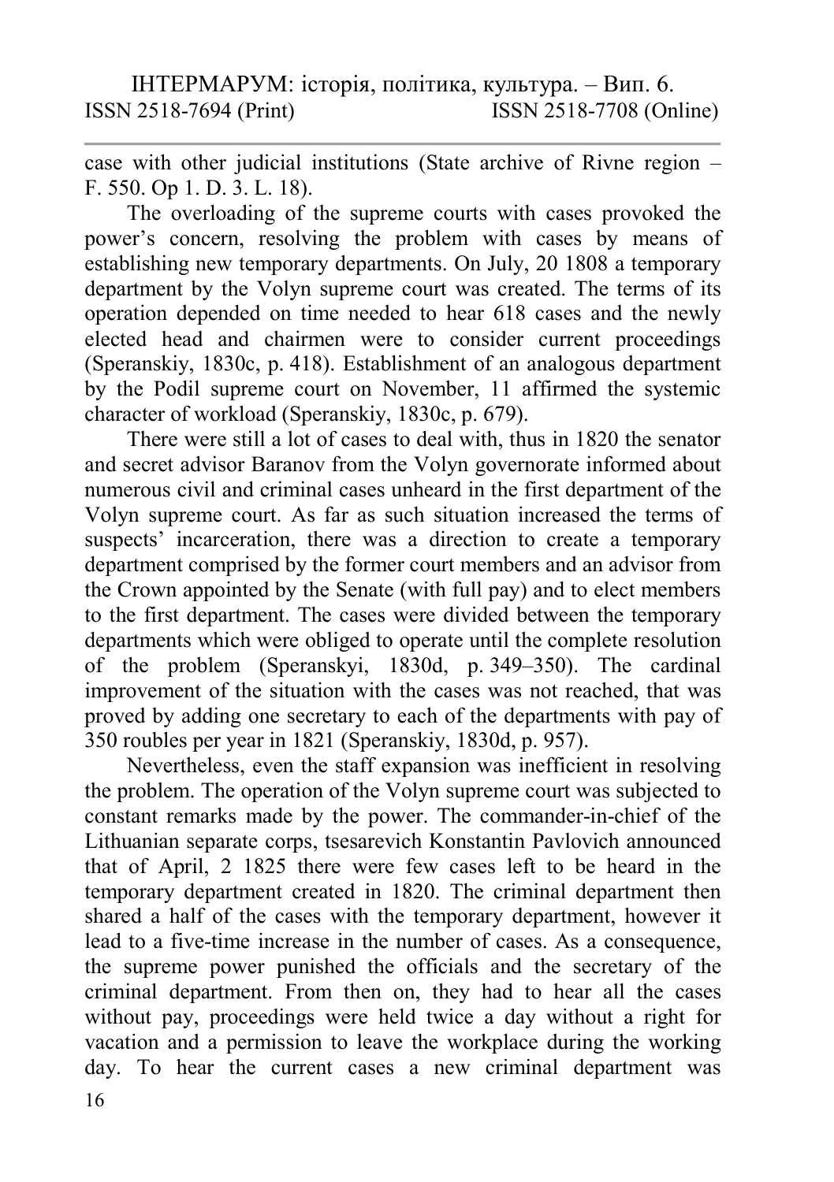case with other judicial institutions (State archive of Rivne region – F. 550. Op 1. D. 3. L. 18).

The overloading of the supreme courts with cases provoked the power's concern, resolving the problem with cases by means of establishing new temporary departments. On July, 20 1808 a temporary department by the Volyn supreme court was created. The terms of its operation depended on time needed to hear 618 cases and the newly elected head and chairmen were to consider current proceedings (Speranskiy, 1830c, p. 418). Establishment of an analogous department by the Podil supreme court on November, 11 affirmed the systemic character of workload (Speranskiy, 1830c, p. 679).

There were still a lot of cases to deal with, thus in 1820 the senator and secret advisor Baranov from the Volyn governorate informed about numerous civil and criminal cases unheard in the first department of the Volyn supreme court. As far as such situation increased the terms of suspects' incarceration, there was a direction to create a temporary department comprised by the former court members and an advisor from the Crown appointed by the Senate (with full pay) and to elect members to the first department. The cases were divided between the temporary departments which were obliged to operate until the complete resolution of the problem (Speranskyi, 1830d, p. 349–350). The cardinal improvement of the situation with the cases was not reached, that was proved by adding one secretary to each of the departments with pay of 350 roubles per year in 1821 (Speranskiy, 1830d, p. 957).

Nevertheless, even the staff expansion was inefficient in resolving the problem. The operation of the Volyn supreme court was subjected to constant remarks made by the power. The commander-in-chief of the Lithuanian separate corps, tsesarevich Konstantin Pavlovich announced that of April, 2 1825 there were few cases left to be heard in the temporary department created in 1820. The criminal department then shared a half of the cases with the temporary department, however it lead to a five-time increase in the number of cases. As a consequence, the supreme power punished the officials and the secretary of the criminal department. From then on, they had to hear all the cases without pay, proceedings were held twice a day without a right for vacation and a permission to leave the workplace during the working day. To hear the current cases a new criminal department was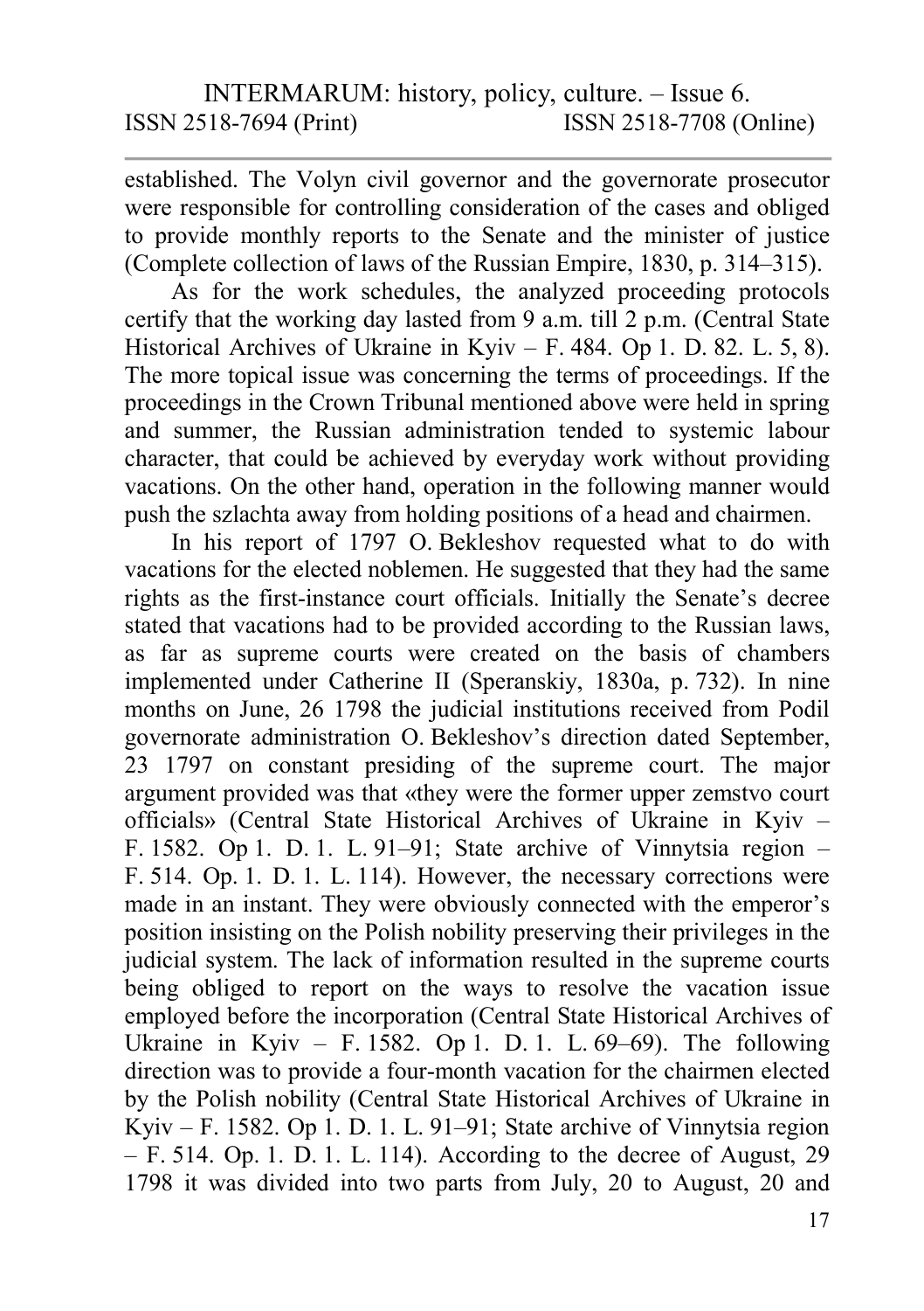established. The Volyn civil governor and the governorate prosecutor were responsible for controlling consideration of the cases and obliged to provide monthly reports to the Senate and the minister of justice (Complete collection of laws of the Russian Empire, 1830, p. 314–315).

As for the work schedules, the analyzed proceeding protocols certify that the working day lasted from 9 a.m. till 2 p.m. (Central State Historical Archives of Ukraine in Kyiv – F. 484. Op 1. D. 82. L. 5, 8). The more topical issue was concerning the terms of proceedings. If the proceedings in the Crown Tribunal mentioned above were held in spring and summer, the Russian administration tended to systemic labour character, that could be achieved by everyday work without providing vacations. On the other hand, operation in the following manner would push the szlachta away from holding positions of a head and chairmen.

In his report of 1797 O. Bekleshov requested what to do with vacations for the elected noblemen. He suggested that they had the same rights as the first-instance court officials. Initially the Senate's decree stated that vacations had to be provided according to the Russian laws, as far as supreme courts were created on the basis of chambers implemented under Catherine II (Speranskiy, 1830a, p. 732). In nine months on June, 26 1798 the judicial institutions received from Podil governorate administration O. Bekleshov's direction dated September, 23 1797 on constant presiding of the supreme court. The major argument provided was that «they were the former upper zemstvo court officials» (Central State Historical Archives of Ukraine in Kyiv – F. 1582. Op 1. D. 1. L. 91–91; State archive of Vinnytsia region – F. 514. Op. 1. D. 1. L. 114). However, the necessary corrections were made in an instant. They were obviously connected with the emperor's position insisting on the Polish nobility preserving their privileges in the judicial system. The lack of information resulted in the supreme courts being obliged to report on the ways to resolve the vacation issue employed before the incorporation (Central State Historical Archives of Ukraine in Kyiv – F. 1582. Op 1. D. 1. L. 69–69). The following direction was to provide a four-month vacation for the chairmen elected by the Polish nobility (Central State Historical Archives of Ukraine in Kyiv – F. 1582. Op 1. D. 1. L. 91–91; State archive of Vinnytsia region – F. 514. Op. 1. D. 1. L. 114). According to the decree of August, 29 1798 it was divided into two parts from July, 20 to August, 20 and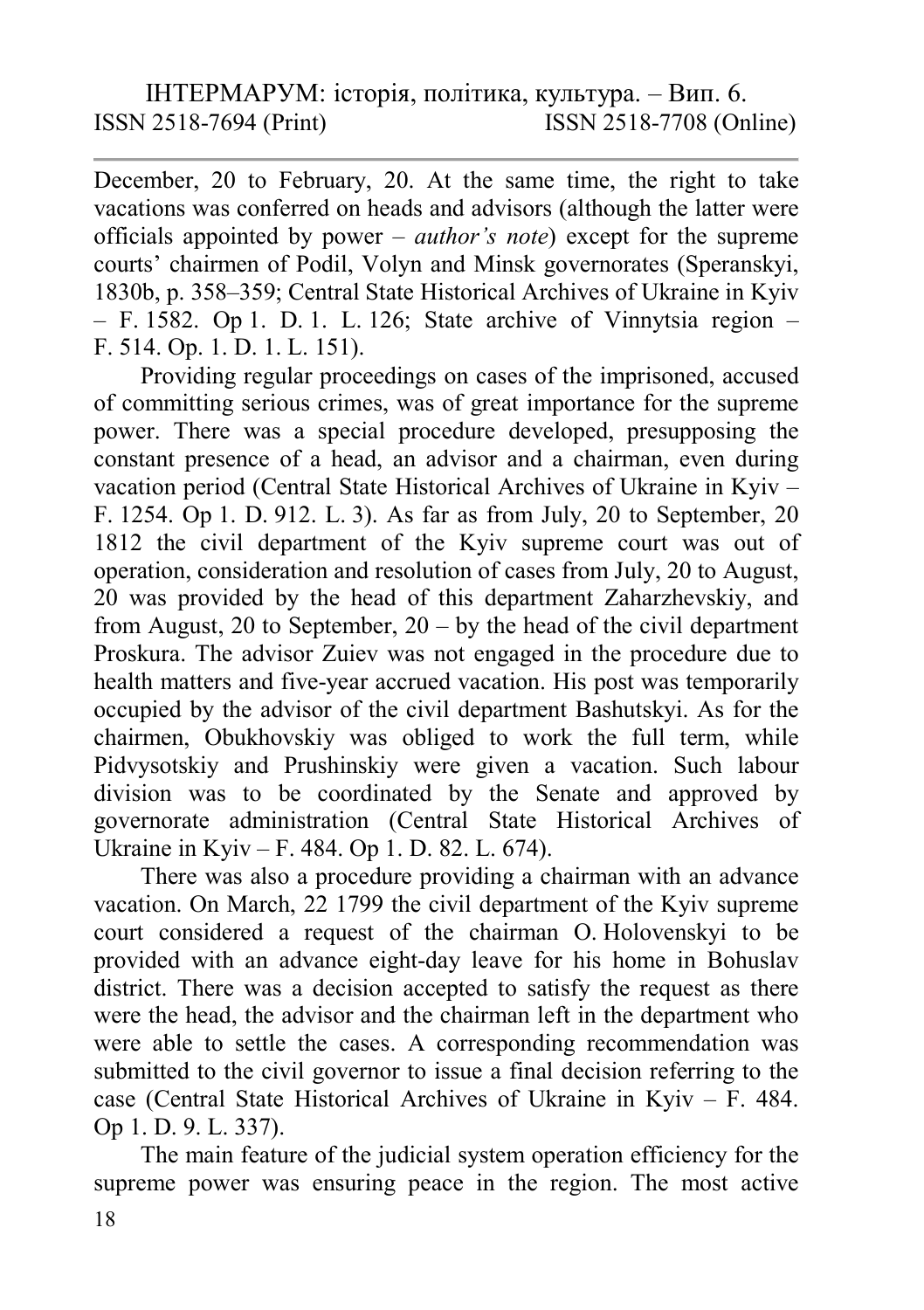December, 20 to February, 20. At the same time, the right to take vacations was conferred on heads and advisors (although the latter were officials appointed by power – *author's note*) except for the supreme courts' chairmen of Podil, Volyn and Minsk governorates (Speranskyi, 1830b, p. 358–359; Central State Historical Archives of Ukraine in Kyiv – F. 1582. Op 1. D. 1. L. 126; State archive of Vinnytsia region – F. 514. Op. 1. D. 1. L. 151).

Providing regular proceedings on cases of the imprisoned, accused of committing serious crimes, was of great importance for the supreme power. There was a special procedure developed, presupposing the constant presence of a head, an advisor and a chairman, even during vacation period (Central State Historical Archives of Ukraine in Kyiv – F. 1254. Op 1. D. 912. L. 3). As far as from July, 20 to September, 20 1812 the civil department of the Kyiv supreme court was out of operation, consideration and resolution of cases from July, 20 to August, 20 was provided by the head of this department Zaharzhevskiy, and from August, 20 to September, 20 – by the head of the civil department Proskura. The advisor Zuiev was not engaged in the procedure due to health matters and five-year accrued vacation. His post was temporarily occupied by the advisor of the civil department Bashutskyi. As for the chairmen, Obukhovskiy was obliged to work the full term, while Pidvysotskiy and Prushinskiy were given a vacation. Such labour division was to be coordinated by the Senate and approved by governorate administration (Central State Historical Archives of Ukraine in Kyiv – F. 484. Op 1. D. 82. L. 674).

There was also a procedure providing a chairman with an advance vacation. On March, 22 1799 the civil department of the Kyiv supreme court considered a request of the chairman O. Holovenskyi to be provided with an advance eight-day leave for his home in Bohuslav district. There was a decision accepted to satisfy the request as there were the head, the advisor and the chairman left in the department who were able to settle the cases. A corresponding recommendation was submitted to the civil governor to issue a final decision referring to the case (Central State Historical Archives of Ukraine in Kyiv – F. 484. Op 1. D. 9. L. 337).

The main feature of the judicial system operation efficiency for the supreme power was ensuring peace in the region. The most active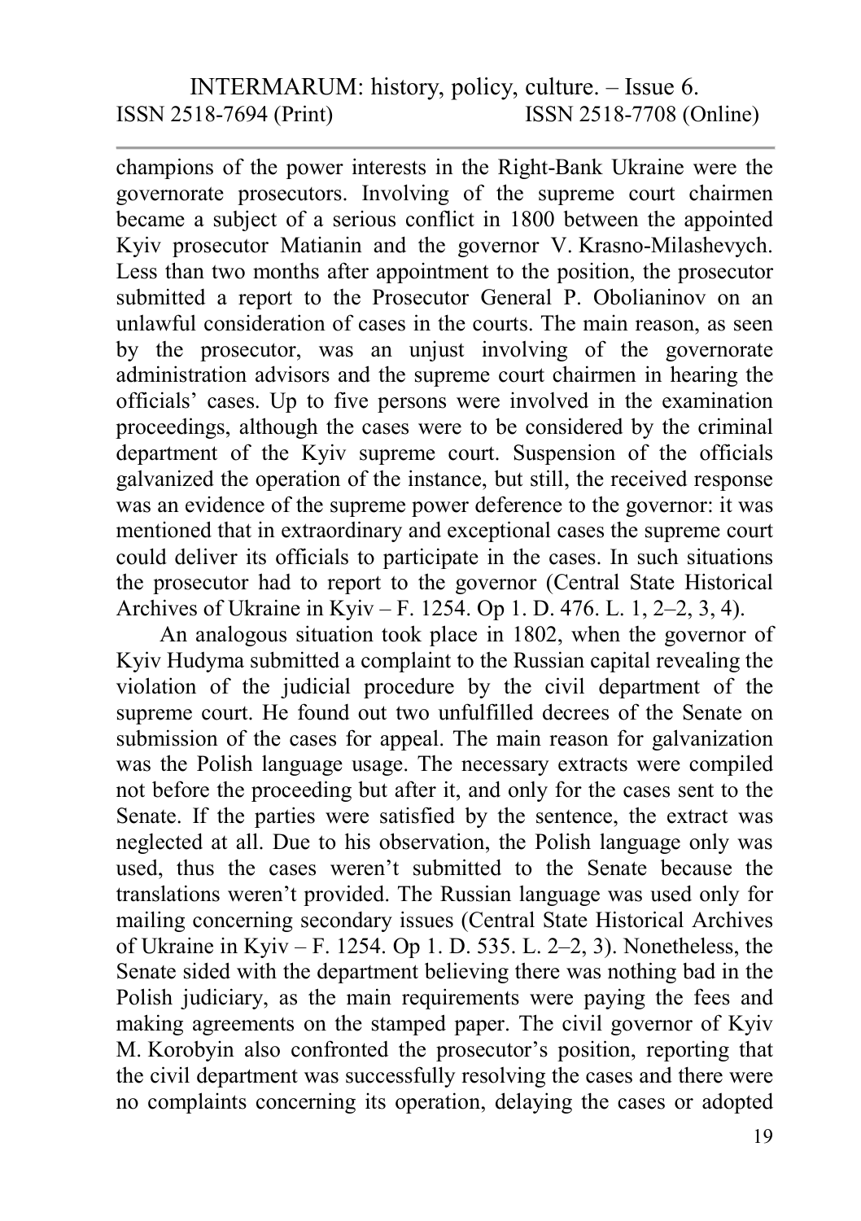champions of the power interests in the Right-Bank Ukraine were the governorate prosecutors. Involving of the supreme court chairmen became a subject of a serious conflict in 1800 between the appointed Kyiv prosecutor Matianin and the governor V. Krasno-Milashevych. Less than two months after appointment to the position, the prosecutor submitted a report to the Prosecutor General P. Obolianinov on an unlawful consideration of cases in the courts. The main reason, as seen by the prosecutor, was an unjust involving of the governorate administration advisors and the supreme court chairmen in hearing the officials' cases. Up to five persons were involved in the examination proceedings, although the cases were to be considered by the criminal department of the Kyiv supreme court. Suspension of the officials galvanized the operation of the instance, but still, the received response was an evidence of the supreme power deference to the governor: it was mentioned that in extraordinary and exceptional cases the supreme court could deliver its officials to participate in the cases. In such situations the prosecutor had to report to the governor (Central State Historical Archives of Ukraine in Kyiv – F. 1254. Op 1. D. 476. L. 1, 2–2, 3, 4).

An analogous situation took place in 1802, when the governor of Kyiv Hudyma submitted a complaint to the Russian capital revealing the violation of the judicial procedure by the civil department of the supreme court. He found out two unfulfilled decrees of the Senate on submission of the cases for appeal. The main reason for galvanization was the Polish language usage. The necessary extracts were compiled not before the proceeding but after it, and only for the cases sent to the Senate. If the parties were satisfied by the sentence, the extract was neglected at all. Due to his observation, the Polish language only was used, thus the cases weren't submitted to the Senate because the translations weren't provided. The Russian language was used only for mailing concerning secondary issues (Central State Historical Archives of Ukraine in Kyiv – F. 1254. Op 1. D. 535. L. 2–2, 3). Nonetheless, the Senate sided with the department believing there was nothing bad in the Polish judiciary, as the main requirements were paying the fees and making agreements on the stamped paper. The civil governor of Kyiv M. Korobyin also confronted the prosecutor's position, reporting that the civil department was successfully resolving the cases and there were no complaints concerning its operation, delaying the cases or adopted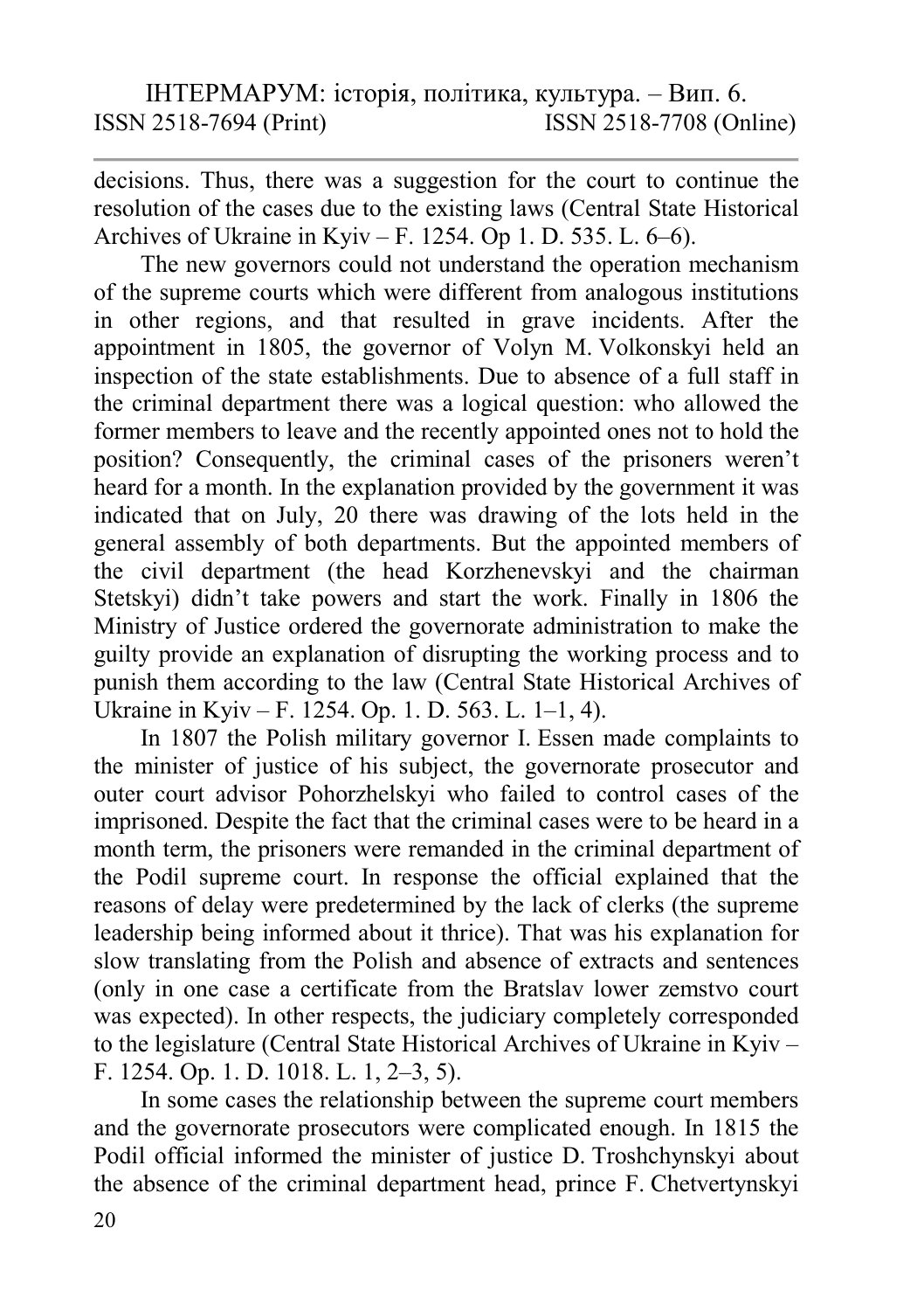decisions. Thus, there was a suggestion for the court to continue the resolution of the cases due to the existing laws (Central State Historical Archives of Ukraine in Kyiv – F. 1254. Op 1. D. 535. L. 6–6).

The new governors could not understand the operation mechanism of the supreme courts which were different from analogous institutions in other regions, and that resulted in grave incidents. After the appointment in 1805, the governor of Volyn M. Volkonskyi held an inspection of the state establishments. Due to absence of a full staff in the criminal department there was a logical question: who allowed the former members to leave and the recently appointed ones not to hold the position? Consequently, the criminal cases of the prisoners weren't heard for a month. In the explanation provided by the government it was indicated that on July, 20 there was drawing of the lots held in the general assembly of both departments. But the appointed members of the civil department (the head Korzhenevskyi and the chairman Stetskyi) didn't take powers and start the work. Finally in 1806 the Ministry of Justice ordered the governorate administration to make the guilty provide an explanation of disrupting the working process and to punish them according to the law (Central State Historical Archives of Ukraine in Kyiv – F. 1254. Op. 1. D. 563. L. 1–1, 4).

In 1807 the Polish military governor I. Essen made complaints to the minister of justice of his subject, the governorate prosecutor and outer court advisor Pohorzhelskyi who failed to control cases of the imprisoned. Despite the fact that the criminal cases were to be heard in a month term, the prisoners were remanded in the criminal department of the Podil supreme court. In response the official explained that the reasons of delay were predetermined by the lack of clerks (the supreme leadership being informed about it thrice). That was his explanation for slow translating from the Polish and absence of extracts and sentences (only in one case a certificate from the Bratslav lower zemstvo court was expected). In other respects, the judiciary completely corresponded to the legislature (Central State Historical Archives of Ukraine in Kyiv – F. 1254. Op. 1. D. 1018. L. 1, 2–3, 5).

In some cases the relationship between the supreme court members and the governorate prosecutors were complicated enough. In 1815 the Podil official informed the minister of justice D. Troshchynskyi about the absence of the criminal department head, prince F. Chetvertynskyi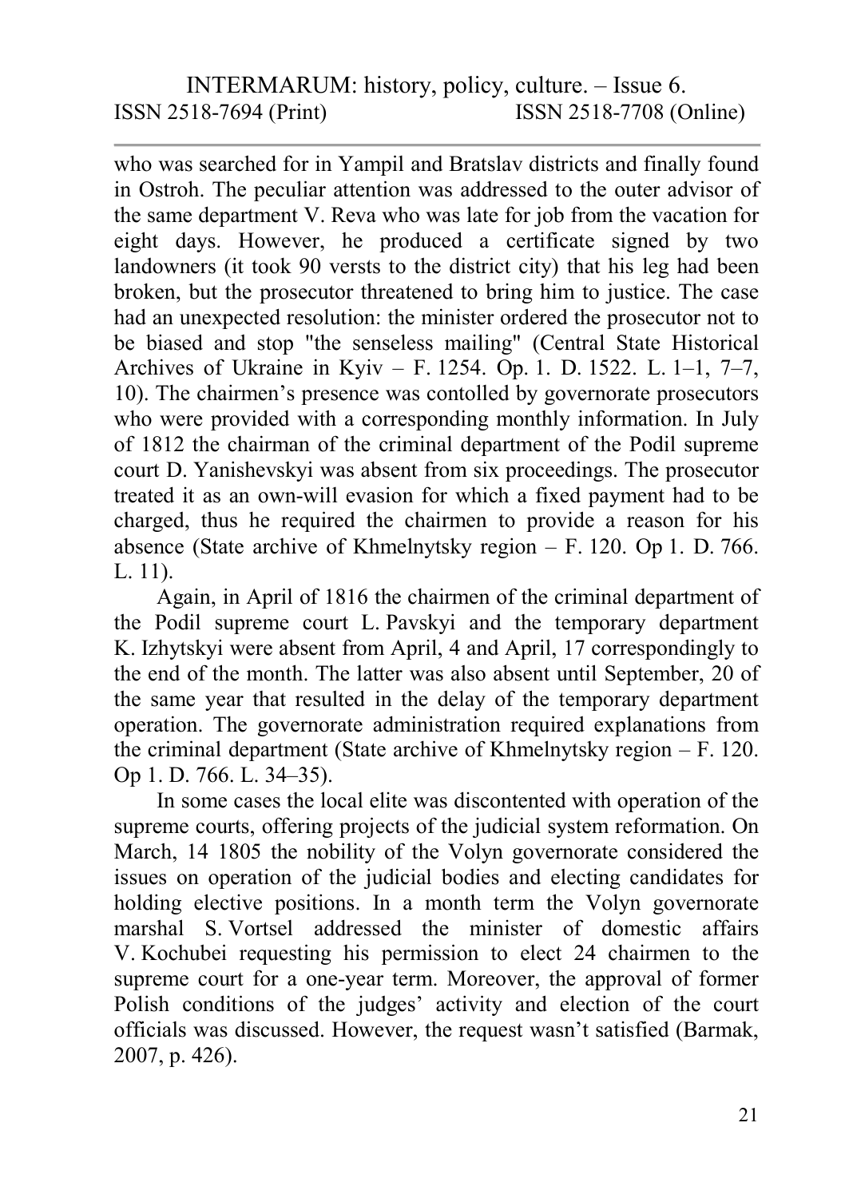who was searched for in Yampil and Bratslav districts and finally found in Ostroh. The peculiar attention was addressed to the outer advisor of the same department V. Reva who was late for job from the vacation for eight days. However, he produced a certificate signed by two landowners (it took 90 versts to the district city) that his leg had been broken, but the prosecutor threatened to bring him to justice. The case had an unexpected resolution: the minister ordered the prosecutor not to be biased and stop "the senseless mailing" (Central State Historical Archives of Ukraine in Kyiv – F. 1254. Op. 1. D. 1522. L. 1–1, 7–7, 10). The chairmen's presence was contolled by governorate prosecutors who were provided with a corresponding monthly information. In July of 1812 the chairman of the criminal department of the Podil supreme court D. Yanishevskyi was absent from six proceedings. The prosecutor treated it as an own-will evasion for which a fixed payment had to be charged, thus he required the chairmen to provide a reason for his absence (State archive of Khmelnytsky region – F. 120. Op 1. D. 766. L. 11).

Again, in April of 1816 the chairmen of the criminal department of the Podil supreme court L. Pavskyi and the temporary department K. Izhytskyi were absent from April, 4 and April, 17 correspondingly to the end of the month. The latter was also absent until September, 20 of the same year that resulted in the delay of the temporary department operation. The governorate administration required explanations from the criminal department (State archive of Khmelnytsky region – F. 120. Op 1. D. 766. L. 34–35).

In some cases the local elite was discontented with operation of the supreme courts, offering projects of the judicial system reformation. On March, 14 1805 the nobility of the Volyn governorate considered the issues on operation of the judicial bodies and electing candidates for holding elective positions. In a month term the Volyn governorate marshal S. Vortsel addressed the minister of domestic affairs V. Kochubei requesting his permission to elect 24 chairmen to the supreme court for a one-year term. Moreover, the approval of former Polish conditions of the judges' activity and election of the court officials was discussed. However, the request wasn't satisfied (Barmak, 2007, p. 426).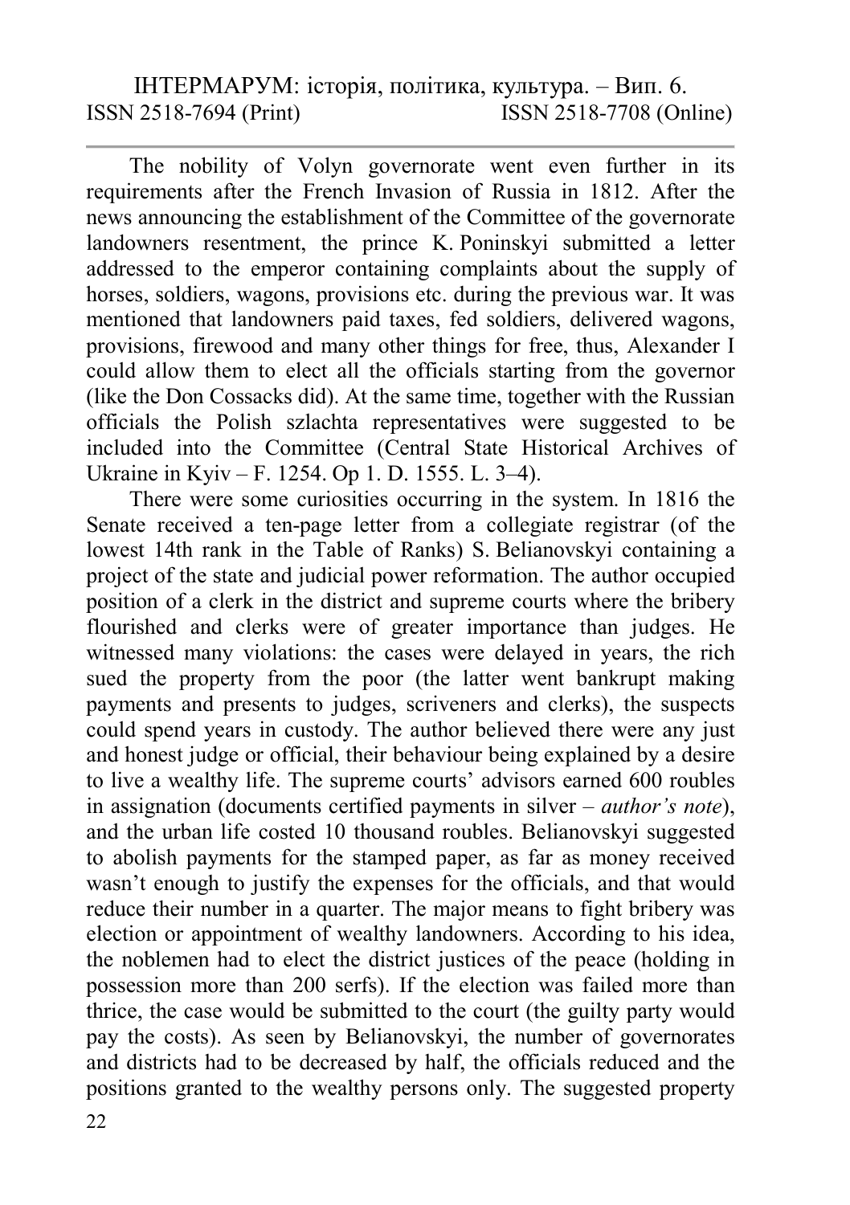The nobility of Volyn governorate went even further in its requirements after the French Invasion of Russia in 1812. After the news announcing the establishment of the Committee of the governorate landowners resentment, the prince K. Poninskyi submitted a letter addressed to the emperor containing complaints about the supply of horses, soldiers, wagons, provisions etc. during the previous war. It was mentioned that landowners paid taxes, fed soldiers, delivered wagons, provisions, firewood and many other things for free, thus, Alexander I could allow them to elect all the officials starting from the governor (like the Don Cossacks did). At the same time, together with the Russian officials the Polish szlachta representatives were suggested to be included into the Committee (Central State Historical Archives of Ukraine in Kyiv – F. 1254. Op 1. D. 1555. L. 3–4).

There were some curiosities occurring in the system. In 1816 the Senate received a ten-page letter from a collegiate registrar (of the lowest 14th rank in the Table of Ranks) S. Belianovskyi containing a project of the state and judicial power reformation. The author occupied position of a clerk in the district and supreme courts where the bribery flourished and clerks were of greater importance than judges. He witnessed many violations: the cases were delayed in years, the rich sued the property from the poor (the latter went bankrupt making payments and presents to judges, scriveners and clerks), the suspects could spend years in custody. The author believed there were any just and honest judge or official, their behaviour being explained by a desire to live a wealthy life. The supreme courts' advisors earned 600 roubles in assignation (documents certified payments in silver – *author's note*), and the urban life costed 10 thousand roubles. Belianovskyi suggested to abolish payments for the stamped paper, as far as money received wasn't enough to justify the expenses for the officials, and that would reduce their number in a quarter. The major means to fight bribery was election or appointment of wealthy landowners. According to his idea, the noblemen had to elect the district justices of the peace (holding in possession more than 200 serfs). If the election was failed more than thrice, the case would be submitted to the court (the guilty party would pay the costs). As seen by Belianovskyi, the number of governorates and districts had to be decreased by half, the officials reduced and the positions granted to the wealthy persons only. The suggested property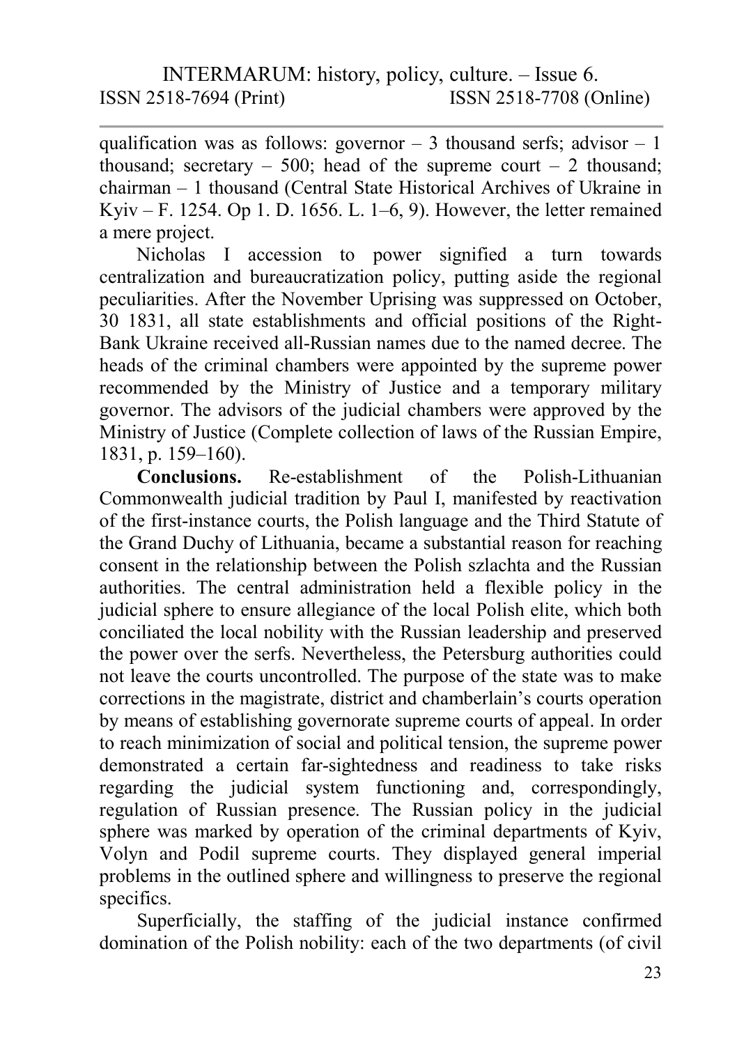qualification was as follows: governor – 3 thousand serfs; advisor – 1 thousand; secretary – 500; head of the supreme court – 2 thousand; chairman – 1 thousand (Central State Historical Archives of Ukraine in Kyiv – F. 1254. Op 1. D. 1656. L. 1–6, 9). However, the letter remained a mere project.

Nicholas I accession to power signified a turn towards centralization and bureaucratization policy, putting aside the regional peculiarities. After the November Uprising was suppressed on October, 30 1831, all state establishments and official positions of the Right-Bank Ukraine received all-Russian names due to the named decree. The heads of the criminal chambers were appointed by the supreme power recommended by the Ministry of Justice and a temporary military governor. The advisors of the judicial chambers were approved by the Ministry of Justice (Complete collection of laws of the Russian Empire, 1831, p. 159–160).

**Conclusions.** Re-establishment of the Polish-Lithuanian Commonwealth judicial tradition by Paul I, manifested by reactivation of the first-instance courts, the Polish language and the Third Statute of the Grand Duchy of Lithuania, became a substantial reason for reaching consent in the relationship between the Polish szlachta and the Russian authorities. The central administration held a flexible policy in the judicial sphere to ensure allegiance of the local Polish elite, which both conciliated the local nobility with the Russian leadership and preserved the power over the serfs. Nevertheless, the Petersburg authorities could not leave the courts uncontrolled. The purpose of the state was to make corrections in the magistrate, district and chamberlain's courts operation by means of establishing governorate supreme courts of appeal. In order to reach minimization of social and political tension, the supreme power demonstrated a certain far-sightedness and readiness to take risks regarding the judicial system functioning and, correspondingly, regulation of Russian presence. The Russian policy in the judicial sphere was marked by operation of the criminal departments of Kyiv, Volyn and Podil supreme courts. They displayed general imperial problems in the outlined sphere and willingness to preserve the regional specifics.

Superficially, the staffing of the judicial instance confirmed domination of the Polish nobility: each of the two departments (of civil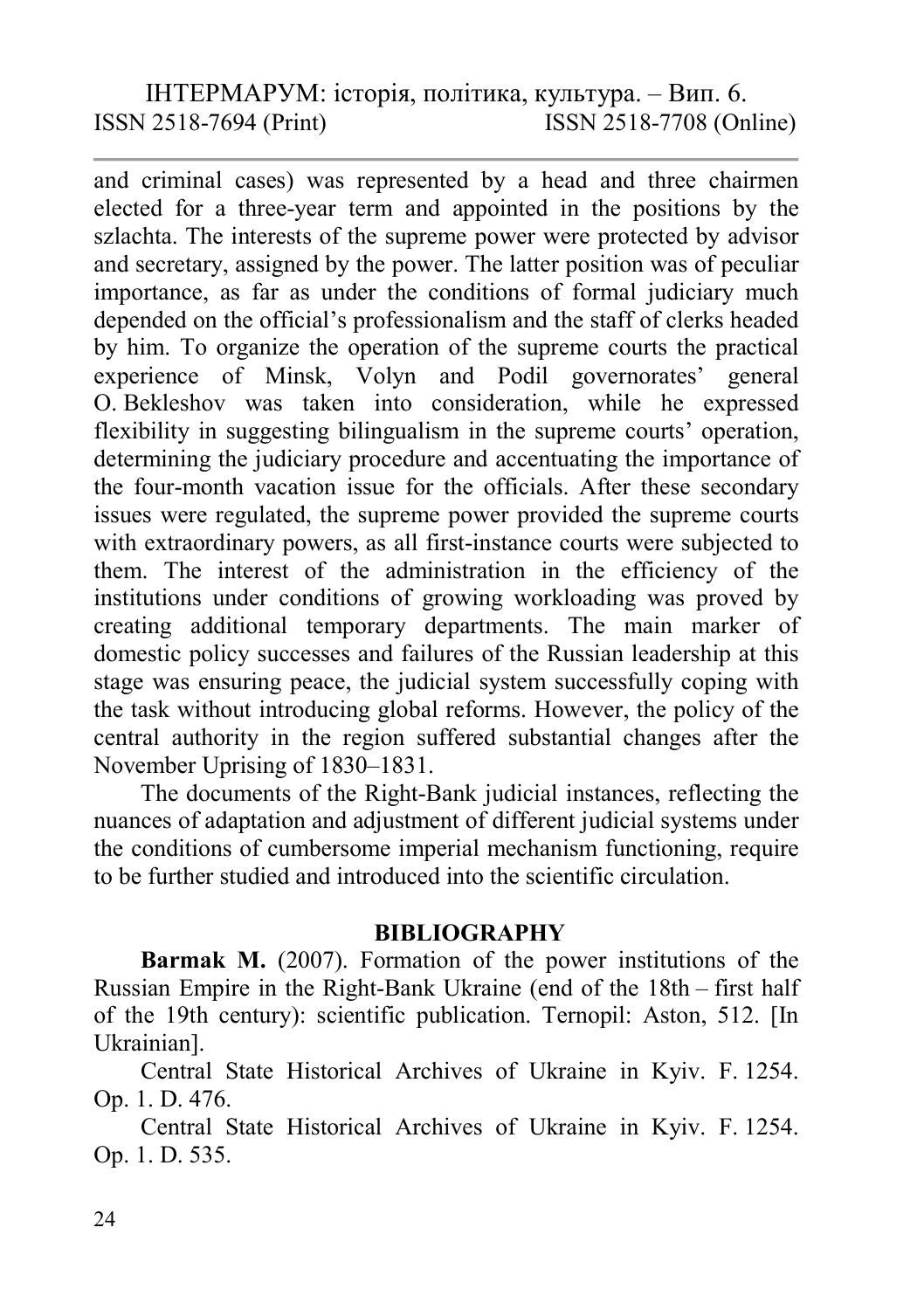and criminal cases) was represented by a head and three chairmen elected for a three-year term and appointed in the positions by the szlachta. The interests of the supreme power were protected by advisor and secretary, assigned by the power. The latter position was of peculiar importance, as far as under the conditions of formal judiciary much depended on the official's professionalism and the staff of clerks headed by him. To organize the operation of the supreme courts the practical experience of Minsk, Volyn and Podil governorates' general O. Bekleshov was taken into consideration, while he expressed flexibility in suggesting bilingualism in the supreme courts' operation, determining the judiciary procedure and accentuating the importance of the four-month vacation issue for the officials. After these secondary issues were regulated, the supreme power provided the supreme courts with extraordinary powers, as all first-instance courts were subjected to them. The interest of the administration in the efficiency of the institutions under conditions of growing workloading was proved by creating additional temporary departments. The main marker of domestic policy successes and failures of the Russian leadership at this stage was ensuring peace, the judicial system successfully coping with the task without introducing global reforms. However, the policy of the central authority in the region suffered substantial changes after the November Uprising of 1830–1831.

The documents of the Right-Bank judicial instances, reflecting the nuances of adaptation and adjustment of different judicial systems under the conditions of cumbersome imperial mechanism functioning, require to be further studied and introduced into the scientific circulation.

## BIBLIOGRAPHY

**Barmak M.** (2007). Formation of the power institutions of the Russian Empire in the Right-Bank Ukraine (end of the 18th – first half of the 19th century): scientific publication. Ternopil: Aston, 512. [In Ukrainian].

Central State Historical Archives of Ukraine in Kyiv. F. 1254. Op. 1. D. 476.

Central State Historical Archives of Ukraine in Kyiv. F. 1254. Op. 1. D. 535.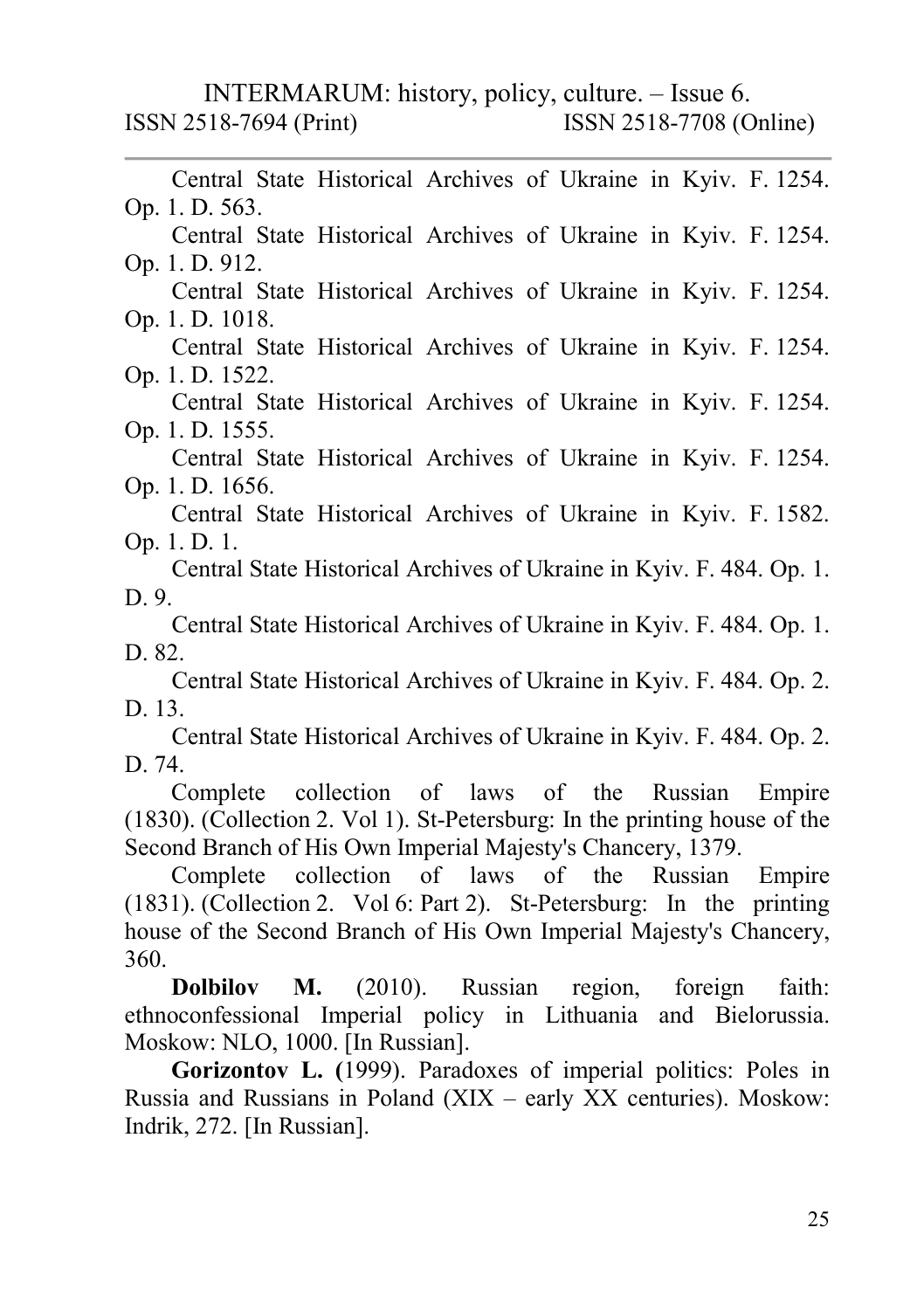Central State Historical Archives of Ukraine in Kyiv. F. 1254. Op. 1. D. 563.

Central State Historical Archives of Ukraine in Kyiv. F. 1254. Op. 1. D. 912.

Central State Historical Archives of Ukraine in Kyiv. F. 1254. Op. 1. D. 1018.

Central State Historical Archives of Ukraine in Kyiv. F. 1254. Op. 1. D. 1522.

Central State Historical Archives of Ukraine in Kyiv. F. 1254. Op. 1. D. 1555.

Central State Historical Archives of Ukraine in Kyiv. F. 1254. Op. 1. D. 1656.

Central State Historical Archives of Ukraine in Kyiv. F. 1582. Op. 1. D. 1.

Central State Historical Archives of Ukraine in Kyiv. F. 484. Op. 1. D. 9.

Central State Historical Archives of Ukraine in Kyiv. F. 484. Op. 1. D. 82.

Central State Historical Archives of Ukraine in Kyiv. F. 484. Op. 2. D. 13.

Central State Historical Archives of Ukraine in Kyiv. F. 484. Op. 2. D. 74.

Complete collection of laws of the Russian Empire (1830). (Collection 2. Vol 1). St-Petersburg: In the printing house of the Second Branch of His Own Imperial Majesty's Chancery, 1379.

Complete collection of laws of the Russian Empire (1831). (Collection 2. Vol 6: Part 2). St-Petersburg: In the printing house of the Second Branch of His Own Imperial Majesty's Chancery, 360.

**Dolbilov M.** (2010). Russian region, foreign faith: ethnoconfessional Imperial policy in Lithuania and Bielorussia. Moskow: NLO, 1000. [In Russian].

**Gorizontov L. (**1999). Paradoxes of imperial politics: Poles in Russia and Russians in Poland (XIX – early XX centuries). Moskow: Indrik, 272. [In Russian].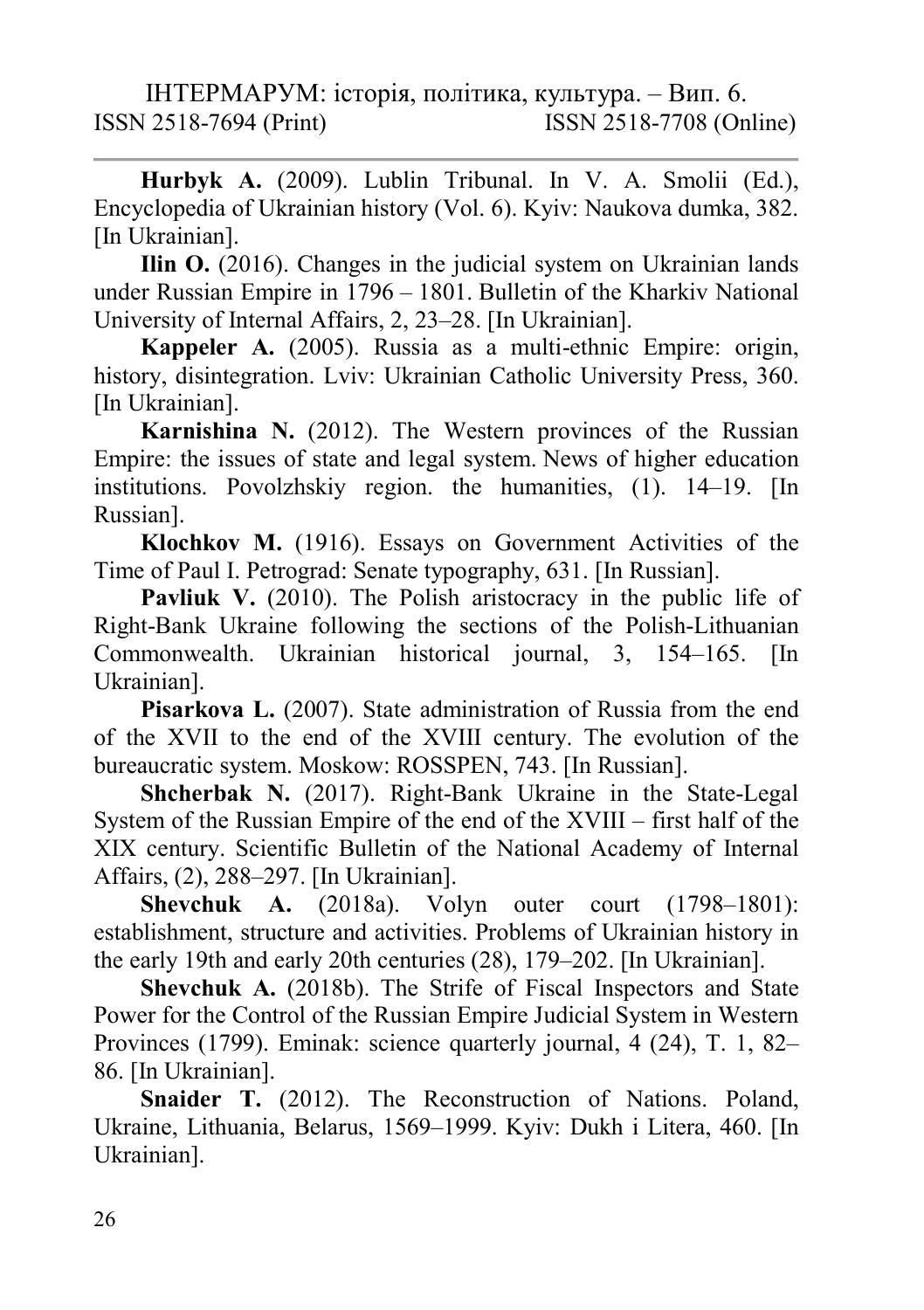**Hurbyk A.** (2009). Lublin Tribunal. In V. A. Smolii (Ed.), Encyclopedia of Ukrainian history (Vol. 6). Kyiv: Naukova dumka, 382. [In Ukrainian].

**Ilin O.** (2016). Changes in the judicial system on Ukrainian lands under Russian Empire in 1796 – 1801. Bulletin of the Kharkiv National University of Internal Affairs, 2, 23–28. [In Ukrainian].

**Kappeler A.** (2005). Russia as a multi-ethnic Empire: origin, history, disintegration. Lviv: Ukrainian Catholic University Press, 360. [In Ukrainian].

**Karnishina N.** (2012). The Western provinces of the Russian Empire: the issues of state and legal system. News of higher education institutions. Povolzhskiy region. the humanities, (1). 14–19. [In Russian].

**Klochkov M.** (1916). Essays on Government Activities of the Time of Paul I. Petrograd: Senate typography, 631. [In Russian].

**Pavliuk V.** (2010). The Polish aristocracy in the public life of Right-Bank Ukraine following the sections of the Polish-Lithuanian Commonwealth. Ukrainian historical journal, 3, 154–165. [In Ukrainian].

**Pisarkova L.** (2007). State administration of Russia from the end of the XVII to the end of the XVIII century. The evolution of the bureaucratic system. Moskow: ROSSPEN, 743. [In Russian].

**Shcherbak N.** (2017). Right-Bank Ukraine in the State-Legal System of the Russian Empire of the end of the XVIII – first half of the XIX century. Scientific Bulletin of the National Academy of Internal Affairs, (2), 288–297. [In Ukrainian].

**Shevchuk A.** (2018a). Volyn outer court (1798–1801): establishment, structure and activities. Problems of Ukrainian history in the early 19th and early 20th centuries (28), 179–202. [In Ukrainian].

**Shevchuk A.** (2018b). The Strife of Fiscal Inspectors and State Power for the Control of the Russian Empire Judicial System in Western Provinces (1799). Eminak: science quarterly journal, 4 (24), T. 1, 82–86. [In Ukrainian].

**Snaider T.** (2012). The Reconstruction of Nations. Poland, Ukraine, Lithuania, Belarus, 1569–1999. Kyiv: Dukh i Litera, 460. [In Ukrainian].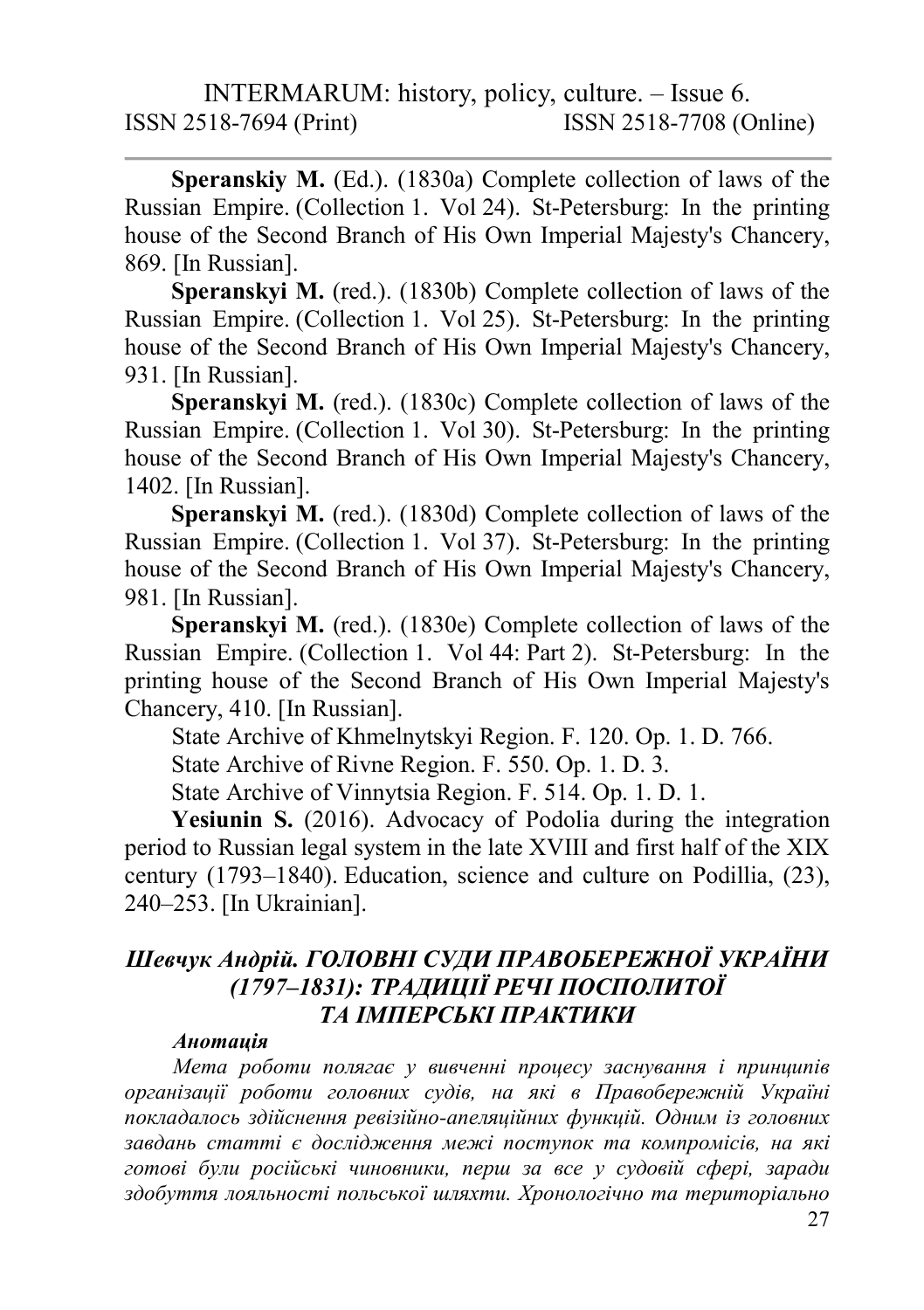**Speranskiy M.** (Ed.). (1830a) Complete collection of laws of the Russian Empire. (Collection 1. Vol 24). St-Petersburg: In the printing house of the Second Branch of His Own Imperial Majesty's Chancery, 869. [In Russian].

**Speranskyi M.** (red.). (1830b) Complete collection of laws of the Russian Empire. (Collection 1. Vol 25). St-Petersburg: In the printing house of the Second Branch of His Own Imperial Majesty's Chancery, 931. [In Russian].

**Speranskyi M.** (red.). (1830c) Complete collection of laws of the Russian Empire. (Collection 1. Vol 30). St-Petersburg: In the printing house of the Second Branch of His Own Imperial Majesty's Chancery, 1402. [In Russian].

**Speranskyi M.** (red.). (1830d) Complete collection of laws of the Russian Empire. (Collection 1. Vol 37). St-Petersburg: In the printing house of the Second Branch of His Own Imperial Majesty's Chancery, 981. [In Russian].

**Speranskyi M.** (red.). (1830e) Complete collection of laws of the Russian Empire. (Collection 1. Vol 44: Part 2). St-Petersburg: In the printing house of the Second Branch of His Own Imperial Majesty's Chancery, 410. [In Russian].

State Archive of Khmelnytskyi Region. F. 120. Op. 1. D. 766.

State Archive of Rivne Region. F. 550. Op. 1. D. 3.

State Archive of Vinnytsia Region. F. 514. Op. 1. D. 1.

**Yesiunin S.** (2016). Advocacy of Podolia during the integration period to Russian legal system in the late XVIII and first half of the XIX century (1793–1840). Education, science and culture on Podillia, (23), 240–253. [In Ukrainian].

## *Шевчук Андрій. ГОЛОВНІ СУДИ ПРАВОБЕРЕЖНОЇ УКРАЇНИ (1797–1831): ТРАДИЦІЇ РЕЧІ ПОСПОЛИТОЇ ТА ІМПЕРСЬКІ ПРАКТИКИ*

***Анотація***

*Мета роботи полягає у вивченні процесу заснування і принципів організації роботи головних судів, на які в Правобережній Україні покладалось здійснення ревізійно-апеляційних функцій. Одним із головних завдань статті є дослідження межі поступок та компромісів, на які готові були російські чиновники, перш за все у судовій сфері, заради здобуття лояльності польської шляхти. Хронологічно та територіально*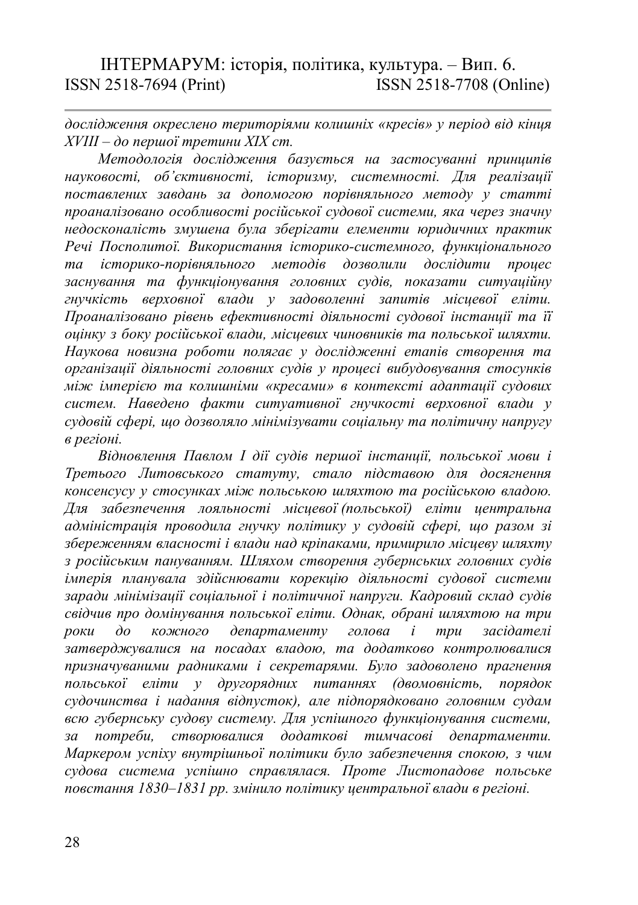*дослідження окреслено територіями колишніх «кресів» у період від кінця XVIII – до першої третини XIX ст.*

*Методологія дослідження базується на застосуванні принципів науковості, об'єктивності, історизму, системності. Для реалізації поставлених завдань за допомогою порівняльного методу у статті проаналізовано особливості російської судової системи, яка через значну недосконалість змушена була зберігати елементи юридичних практик Речі Посполитої. Використання історико-системного, функціонального та історико-порівняльного методів дозволили дослідити процес заснування та функціонування головних судів, показати ситуаційну гнучкість верховної влади у задоволенні запитів місцевої еліти. Проаналізовано рівень ефективності діяльності судової інстанції та її оцінку з боку російської влади, місцевих чиновників та польської шляхти. Наукова новизна роботи полягає у дослідженні етапів створення та організації діяльності головних судів у процесі вибудовування стосунків між імперією та колишніми «кресами» в контексті адаптації судових систем. Наведено факти ситуативної гнучкості верховної влади у судовій сфері, що дозволяло мінімізувати соціальну та політичну напругу в регіоні.*

*Відновлення Павлом I дії судів першої інстанції, польської мови і Третього Литовського статуту, стало підставою для досягнення консенсусу у стосунках між польською шляхтою та російською владою. Для забезпечення лояльності місцевої (польської) еліти центральна адміністрація проводила гнучку політику у судовій сфері, що разом зі збереженням власності і влади над кріпаками, примирило місцеву шляхту з російським пануванням. Шляхом створення губернських головних судів імперія планувала здійснювати корекцію діяльності судової системи заради мінімізації соціальної і політичної напруги. Кадровий склад судів свідчив про домінування польської еліти. Однак, обрані шляхтою на три роки до кожного департаменту голова і три засідателі затверджувалися на посадах владою, та додатково контролювалися призначуваними радниками і секретарями. Було задоволено прагнення польської еліти у другорядних питаннях (двомовність, порядок судочинства і надання відпусток), але підпорядковано головним судам всю губернську судову систему. Для успішного функціонування системи, за потреби, створювалися додаткові тимчасові департаменти. Маркером успіху внутрішньої політики було забезпечення спокою, з чим судова система успішно справлялася. Проте Листопадове польське повстання 1830–1831 рр. змінило політику центральної влади в регіоні.*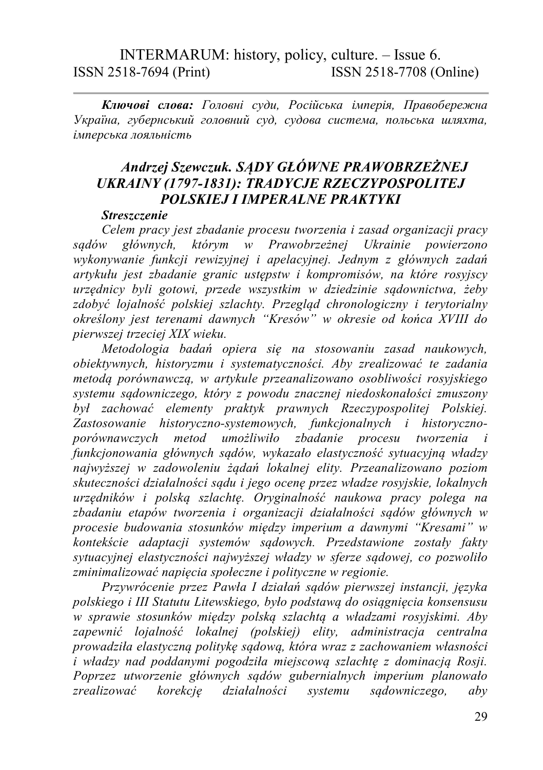***Ключові слова:*** *Головні суди, Російська імперія, Правобережна Україна, губернський головний суд, судова система, польська шляхта, імперська лояльність*

## *Andrzej Szewczuk. SĄDY GŁÓWNE PRAWOBRZEŻNEJ UKRAINY (1797-1831): TRADYCJE RZECZYPOSPOLITEJ POLSKIEJ I IMPERALNE PRAKTYKI*

***Streszczenie***

*Celem pracy jest zbadanie procesu tworzenia i zasad organizacji pracy sądów głównych, którym w Prawobrzeżnej Ukrainie powierzono wykonywanie funkcji rewizyjnej i apelacyjnej. Jednym z głównych zadań artykułu jest zbadanie granic ustępstw i kompromisów, na które rosyjscy urzędnicy byli gotowi, przede wszystkim w dziedzinie sądownictwa, żeby zdobyć lojalność polskiej szlachty. Przegląd chronologiczny i terytorialny określony jest terenami dawnych "Kresów" w okresie od końca XVIII do pierwszej trzeciej XIX wieku.*

*Metodologia badań opiera się na stosowaniu zasad naukowych, obiektywnych, historyzmu i systematyczności. Aby zrealizować te zadania metodą porównawczą, w artykule przeanalizowano osobliwości rosyjskiego systemu sądowniczego, który z powodu znacznej niedoskonałości zmuszony był zachować elementy praktyk prawnych Rzeczypospolitej Polskiej. Zastosowanie historyczno-systemowych, funkcjonalnych i historyczno-porównawczych metod umożliwiło zbadanie procesu tworzenia i funkcjonowania głównych sądów, wykazało elastyczność sytuacyjną władzy najwyższej w zadowoleniu żądań lokalnej elity. Przeanalizowano poziom skuteczności działalności sądu i jego ocenę przez władze rosyjskie, lokalnych urzędników i polską szlachtę. Oryginalność naukowa pracy polega na zbadaniu etapów tworzenia i organizacji działalności sądów głównych w procesie budowania stosunków między imperium a dawnymi "Kresami" w kontekście adaptacji systemów sądowych. Przedstawione zostały fakty sytuacyjnej elastyczności najwyższej władzy w sferze sądowej, co pozwoliło zminimalizować napięcia społeczne i polityczne w regionie.*

*Przywrócenie przez Pawła I działań sądów pierwszej instancji, języka polskiego i III Statutu Litewskiego, było podstawą do osiągnięcia konsensusu w sprawie stosunków między polską szlachtą a władzami rosyjskimi. Aby zapewnić lojalność lokalnej (polskiej) elity, administracja centralna prowadziła elastyczną politykę sądową, która wraz z zachowaniem własności i władzy nad poddanymi pogodziła miejscową szlachtę z dominacją Rosji. Poprzez utworzenie głównych sądów gubernialnych imperium planowało zrealizować korekcję działalności systemu sądowniczego, aby*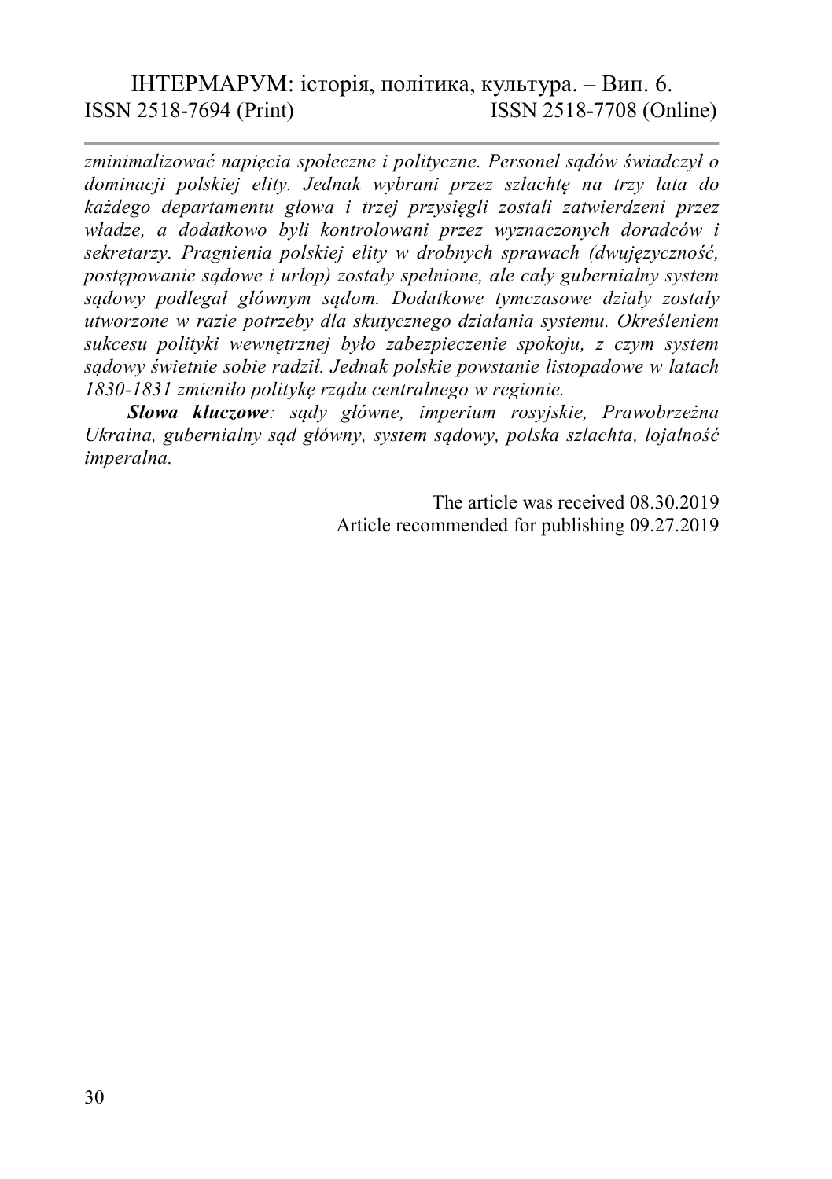*zminimalizować napięcia społeczne i polityczne. Personel sądów świadczył o dominacji polskiej elity. Jednak wybrani przez szlachtę na trzy lata do każdego departamentu głowa i trzej przysięgli zostali zatwierdzeni przez władze, a dodatkowo byli kontrolowani przez wyznaczonych doradców i sekretarzy. Pragnienia polskiej elity w drobnych sprawach (dwujęzyczność, postępowanie sądowe i urlop) zostały spełnione, ale cały gubernialny system sądowy podlegał głównym sądom. Dodatkowe tymczasowe działy zostały utworzone w razie potrzeby dla skutycznego działania systemu. Określeniem sukcesu polityki wewnętrznej było zabezpieczenie spokoju, z czym system sądowy świetnie sobie radził. Jednak polskie powstanie listopadowe w latach 1830-1831 zmieniło politykę rządu centralnego w regionie.*

***Słowa kluczowe**: sądy główne, imperium rosyjskie, Prawobrzeżna Ukraina, gubernialny sąd główny, system sądowy, polska szlachta, lojalność imperalna.*

The article was received 08.30.2019
Article recommended for publishing 09.27.2019